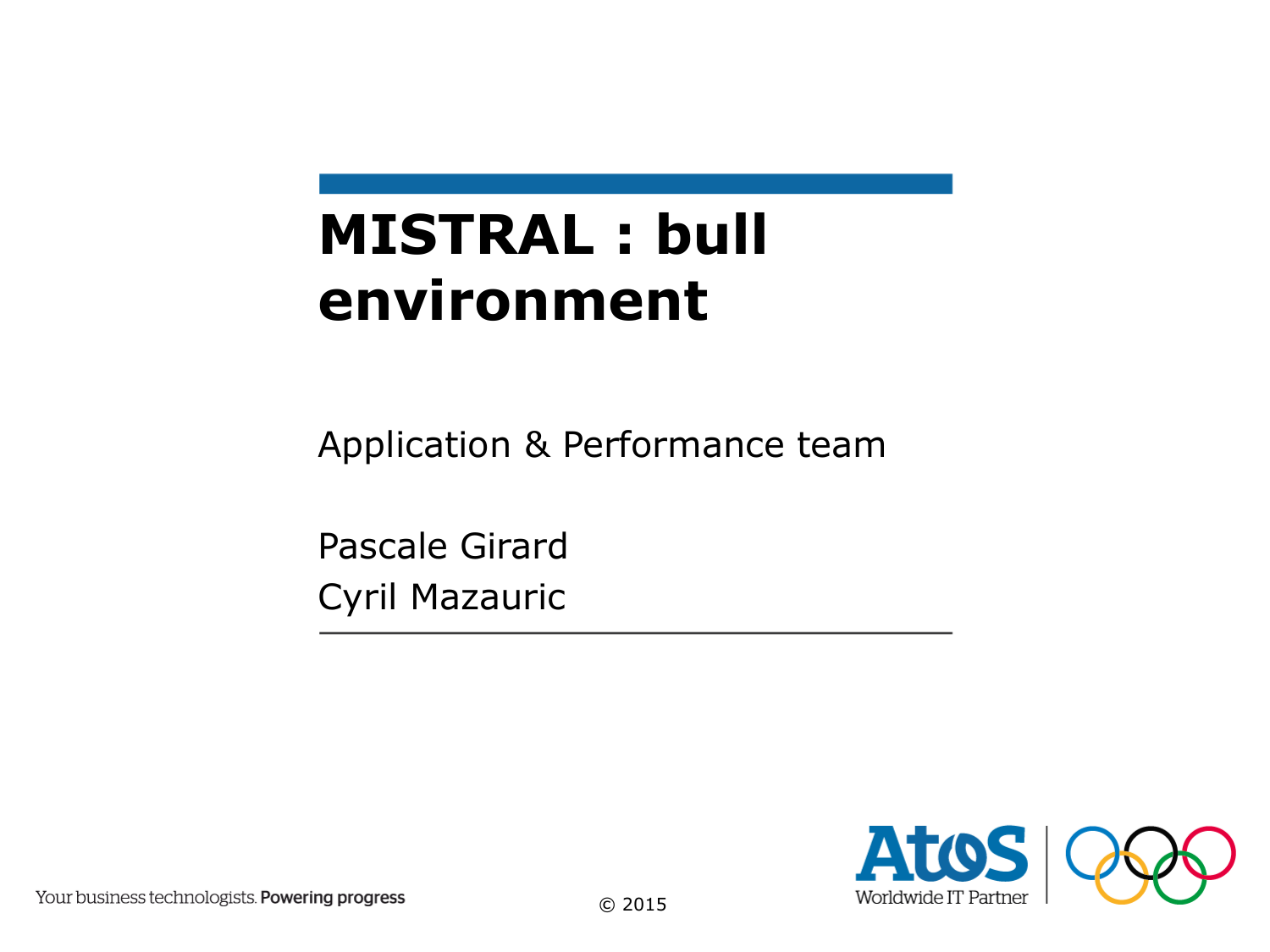# MISTRAL : bull environment

Application & Performance team

Pascale Girard
Cyril Mazauric

Your business technologists. Powering progress

© 2015

Atos Worldwide IT Partner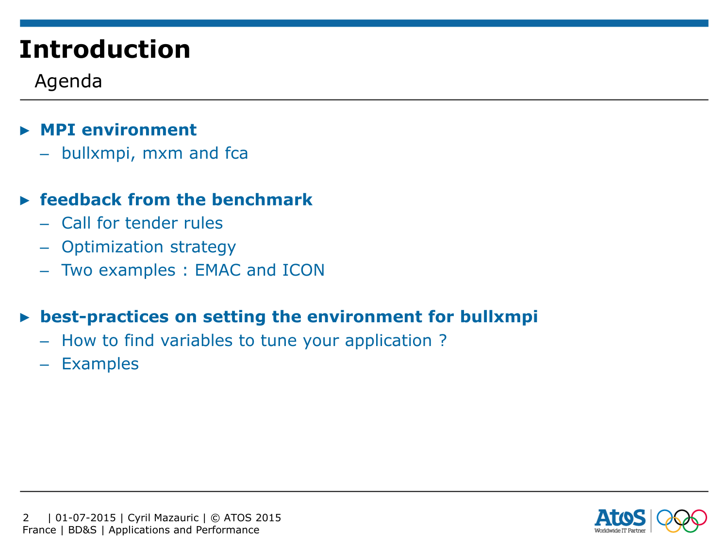# Introduction

## Agenda

- **MPI environment**
  - bullxmpi, mxm and fca
- **feedback from the benchmark**
  - Call for tender rules
  - Optimization strategy
  - Two examples : EMAC and ICON
- **best-practices on setting the environment for bullxmpi**
  - How to find variables to tune your application ?
  - Examples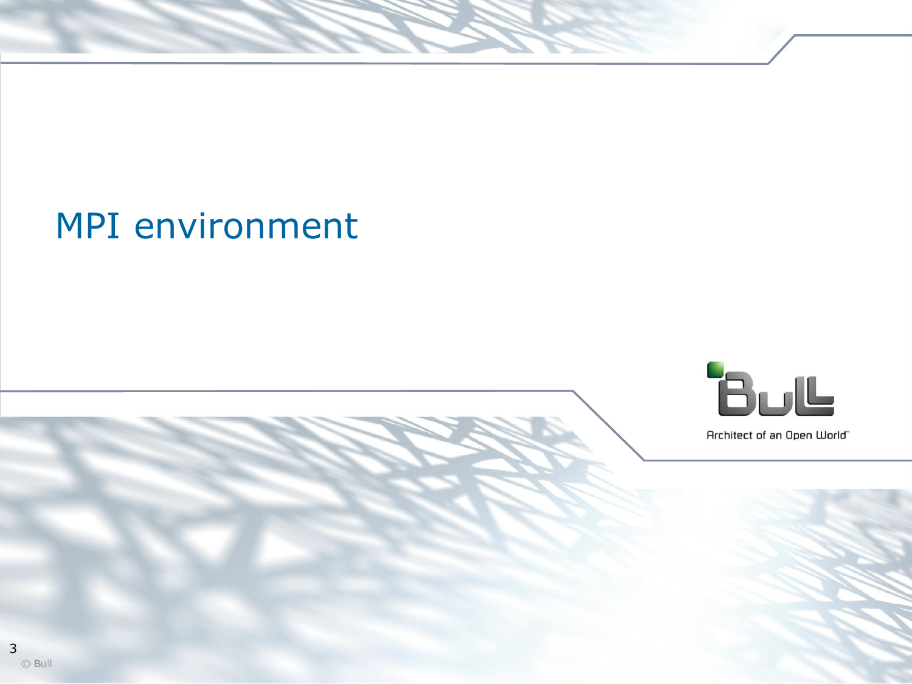# MPI environment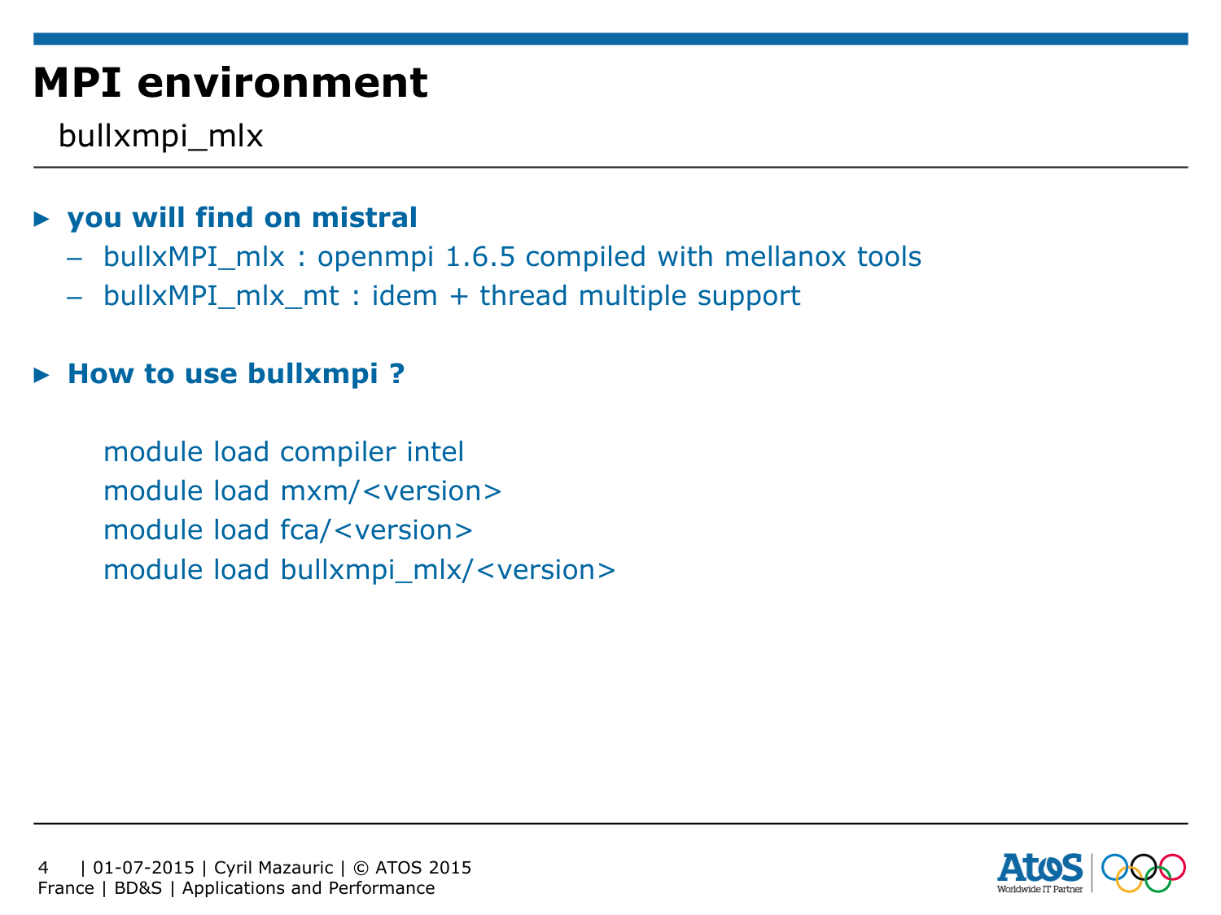# MPI environment

bullxmpi_mlx

- **you will find on mistral**
  - bullxMPI_mlx : openmpi 1.6.5 compiled with mellanox tools
  - bullxMPI_mlx_mt : idem + thread multiple support

- **How to use bullxmpi ?**

```
module load compiler intel
module load mxm/<version>
module load fca/<version>
module load bullxmpi_mlx/<version>
```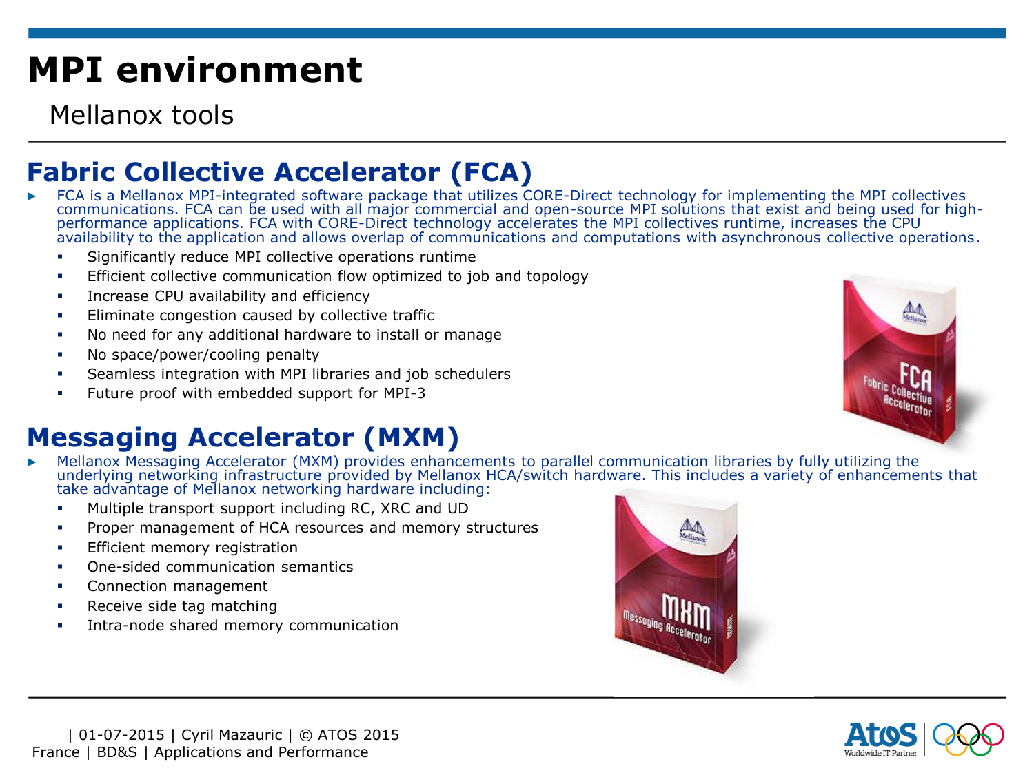# MPI environment

Mellanox tools

## Fabric Collective Accelerator (FCA)

- FCA is a Mellanox MPI-integrated software package that utilizes CORE-Direct technology for implementing the MPI collectives communications. FCA can be used with all major commercial and open-source MPI solutions that exist and being used for high-performance applications. FCA with CORE-Direct technology accelerates the MPI collectives runtime, increases the CPU availability to the application and allows overlap of communications and computations with asynchronous collective operations.
  - Significantly reduce MPI collective operations runtime
  - Efficient collective communication flow optimized to job and topology
  - Increase CPU availability and efficiency
  - Eliminate congestion caused by collective traffic
  - No need for any additional hardware to install or manage
  - No space/power/cooling penalty
  - Seamless integration with MPI libraries and job schedulers
  - Future proof with embedded support for MPI-3

## Messaging Accelerator (MXM)

- Mellanox Messaging Accelerator (MXM) provides enhancements to parallel communication libraries by fully utilizing the underlying networking infrastructure provided by Mellanox HCA/switch hardware. This includes a variety of enhancements that take advantage of Mellanox networking hardware including:
  - Multiple transport support including RC, XRC and UD
  - Proper management of HCA resources and memory structures
  - Efficient memory registration
  - One-sided communication semantics
  - Connection management
  - Receive side tag matching
  - Intra-node shared memory communication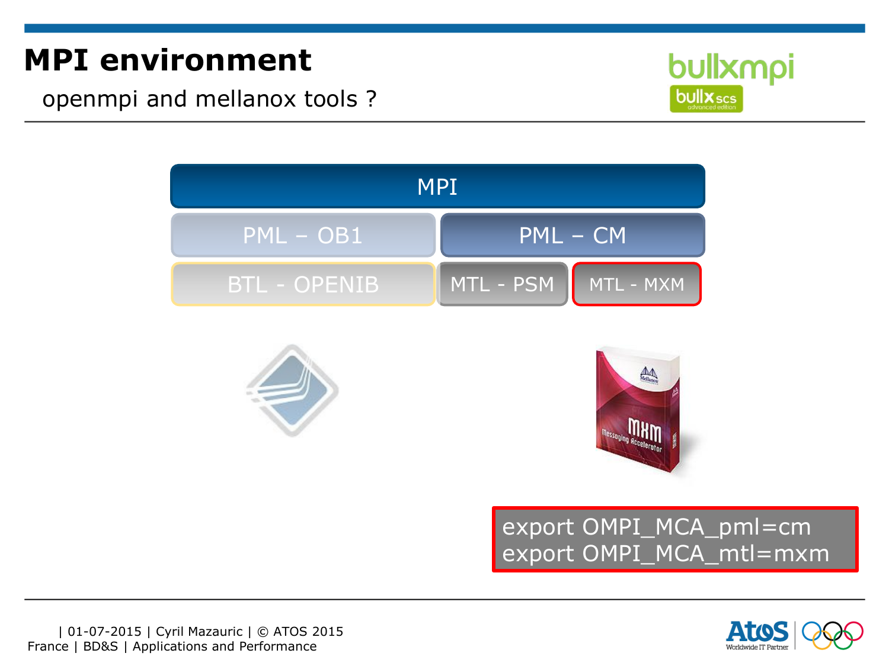# MPI environment

openmpi and mellanox tools ?

MPI

PML – OB1

PML – CM

BTL - OPENIB

MTL - PSM

MTL - MXM

```
export OMPI_MCA_pml=cm
export OMPI_MCA_mtl=mxm
```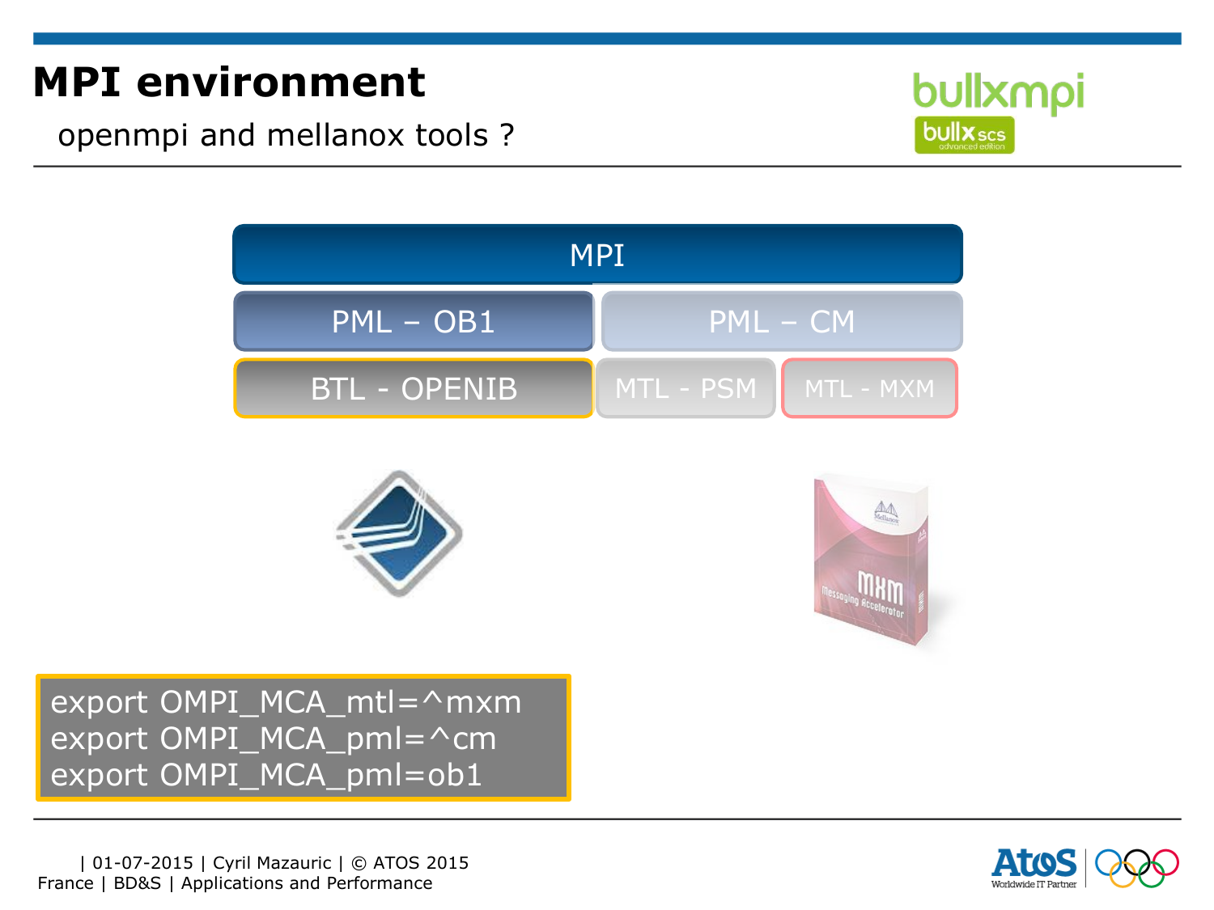# MPI environment

openmpi and mellanox tools ?

| MPI | | |
|---|---|---|
| PML – OB1 | PML – CM | |
| BTL - OPENIB | MTL - PSM | MTL - MXM |

```
export OMPI_MCA_mtl=^mxm
export OMPI_MCA_pml=^cm
export OMPI_MCA_pml=ob1
```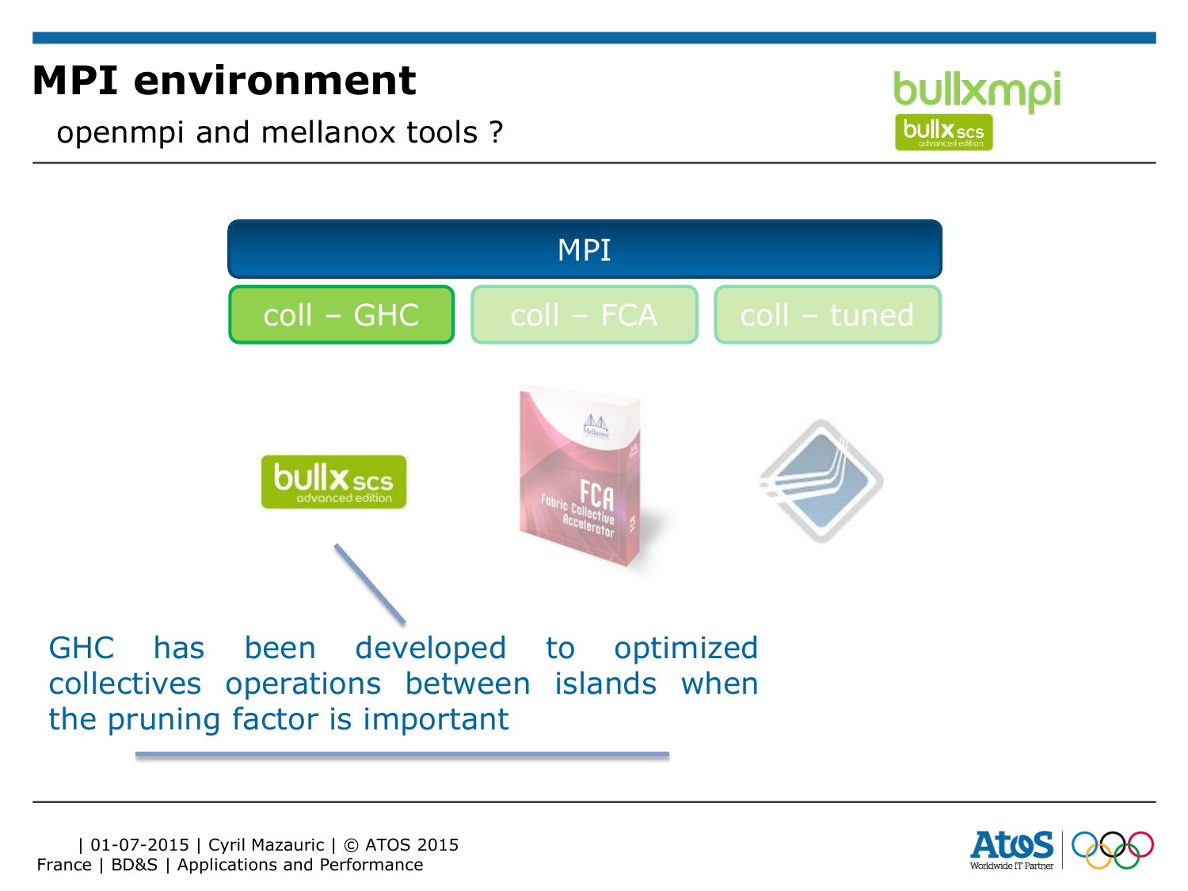# MPI environment

openmpi and mellanox tools ?

MPI

coll – GHC | coll – FCA | coll – tuned

GHC has been developed to optimized collectives operations between islands when the pruning factor is important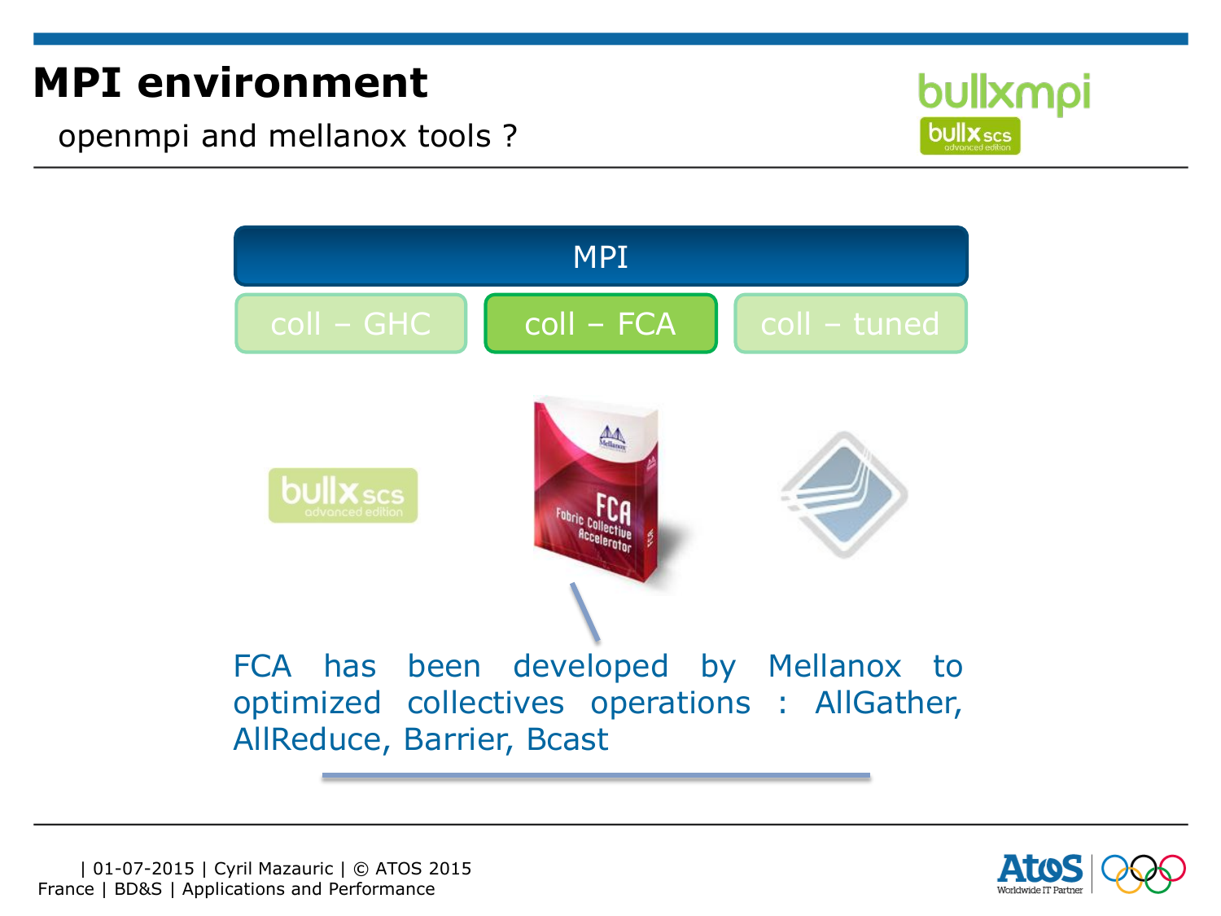# MPI environment

openmpi and mellanox tools ?

MPI

coll – GHC | coll – FCA | coll – tuned

FCA has been developed by Mellanox to optimized collectives operations : AllGather, AllReduce, Barrier, Bcast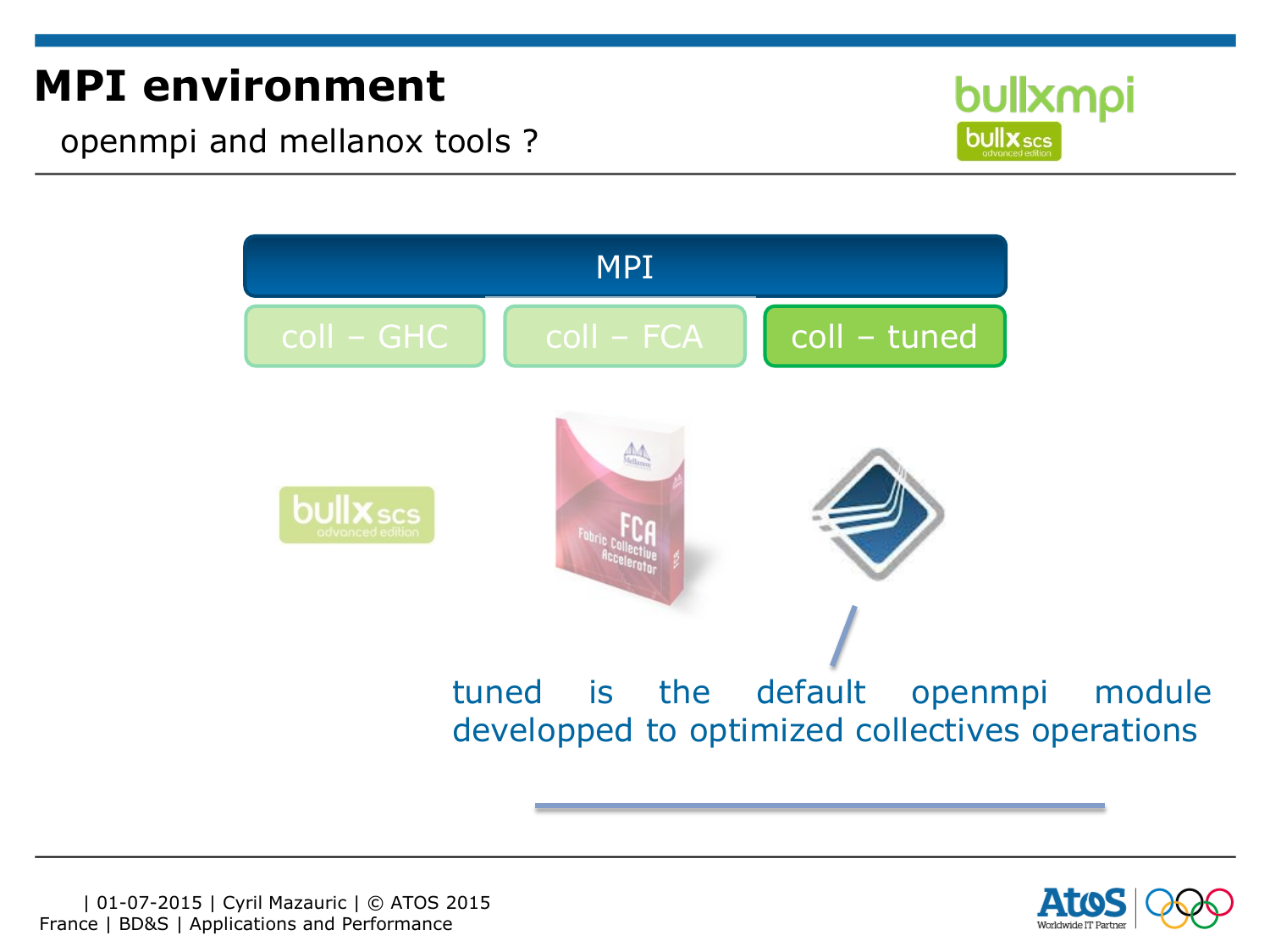# MPI environment

openmpi and mellanox tools ?

MPI

coll – GHC | coll – FCA | coll – tuned

tuned is the default openmpi module developped to optimized collectives operations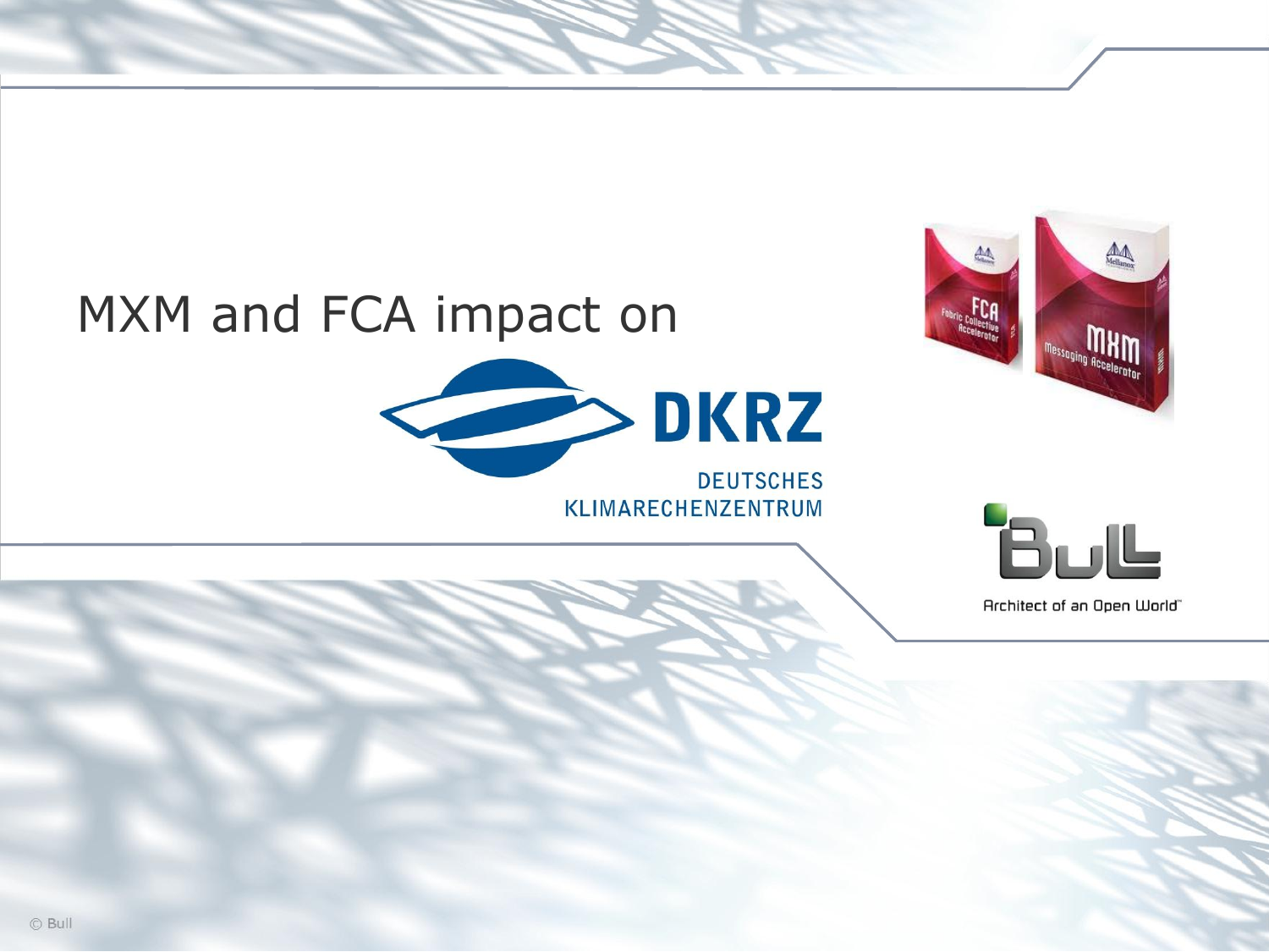# MXM and FCA impact on DKRZ

DEUTSCHES KLIMARECHENZENTRUM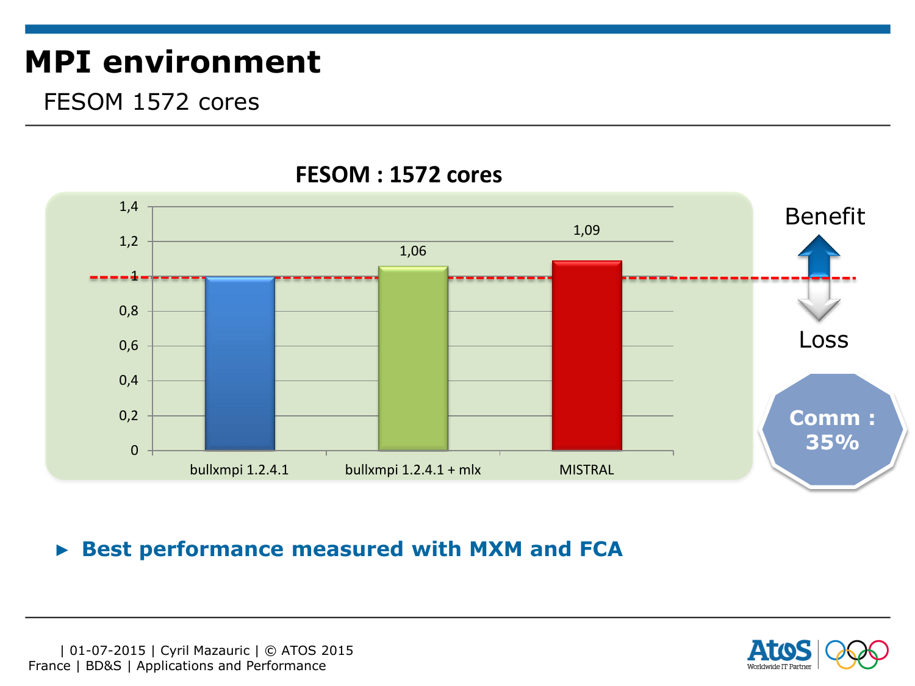# MPI environment

FESOM 1572 cores

**FESOM : 1572 cores**

| | bullxmpi 1.2.4.1 | bullxmpi 1.2.4.1 + mlx | MISTRAL |
|---|---|---|---|
| Value | 1 | 1,06 | 1,09 |

Benefit

Loss

**Comm : 35%**

- **Best performance measured with MXM and FCA**

| 01-07-2015 | Cyril Mazauric | © ATOS 2015
France | BD&S | Applications and Performance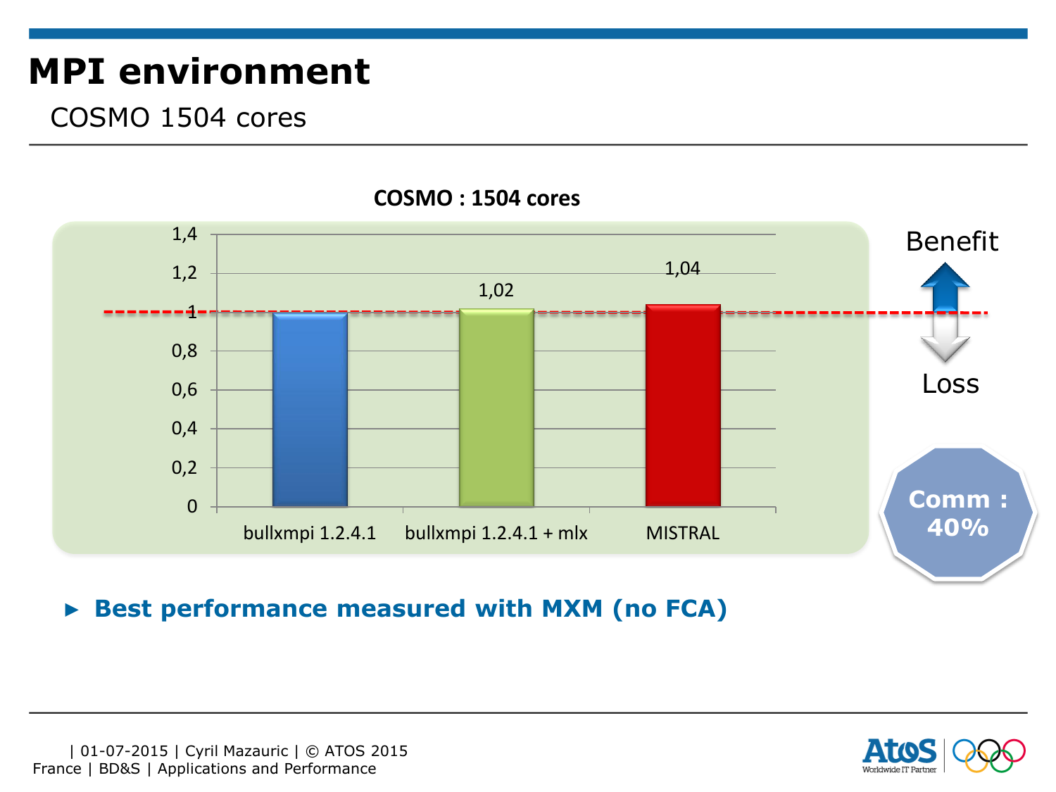# MPI environment

COSMO 1504 cores

**COSMO : 1504 cores**

| | bullxmpi 1.2.4.1 | bullxmpi 1.2.4.1 + mlx | MISTRAL |
|---|---|---|---|
| Relative performance | 1 | 1,02 | 1,04 |

Benefit / Loss

Comm : 40%

- ► **Best performance measured with MXM (no FCA)**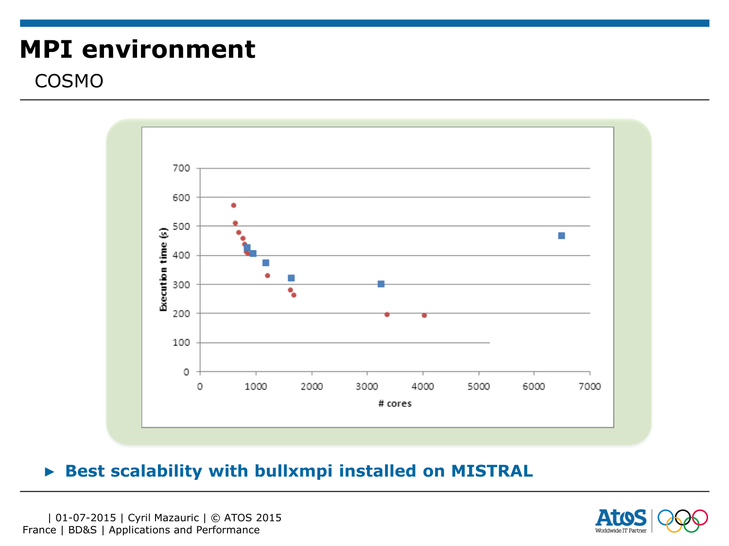# MPI environment

## COSMO

- Best scalability with bullxmpi installed on MISTRAL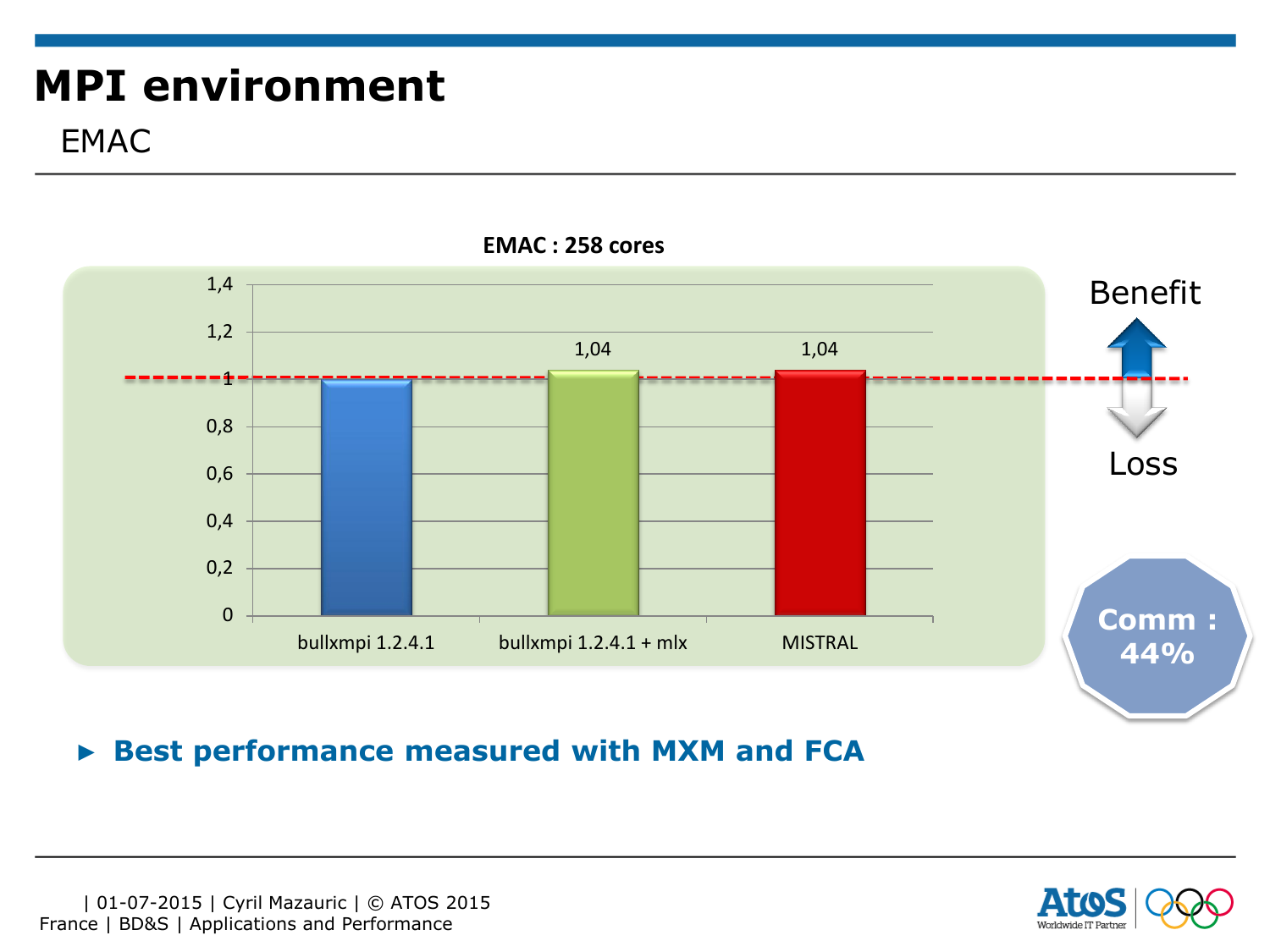# MPI environment

EMAC

**EMAC : 258 cores**

| | bullxmpi 1.2.4.1 | bullxmpi 1.2.4.1 + mlx | MISTRAL |
|---|---|---|---|
| Value | 1 | 1,04 | 1,04 |

Benefit

Loss

**Comm : 44%**

- ► **Best performance measured with MXM and FCA**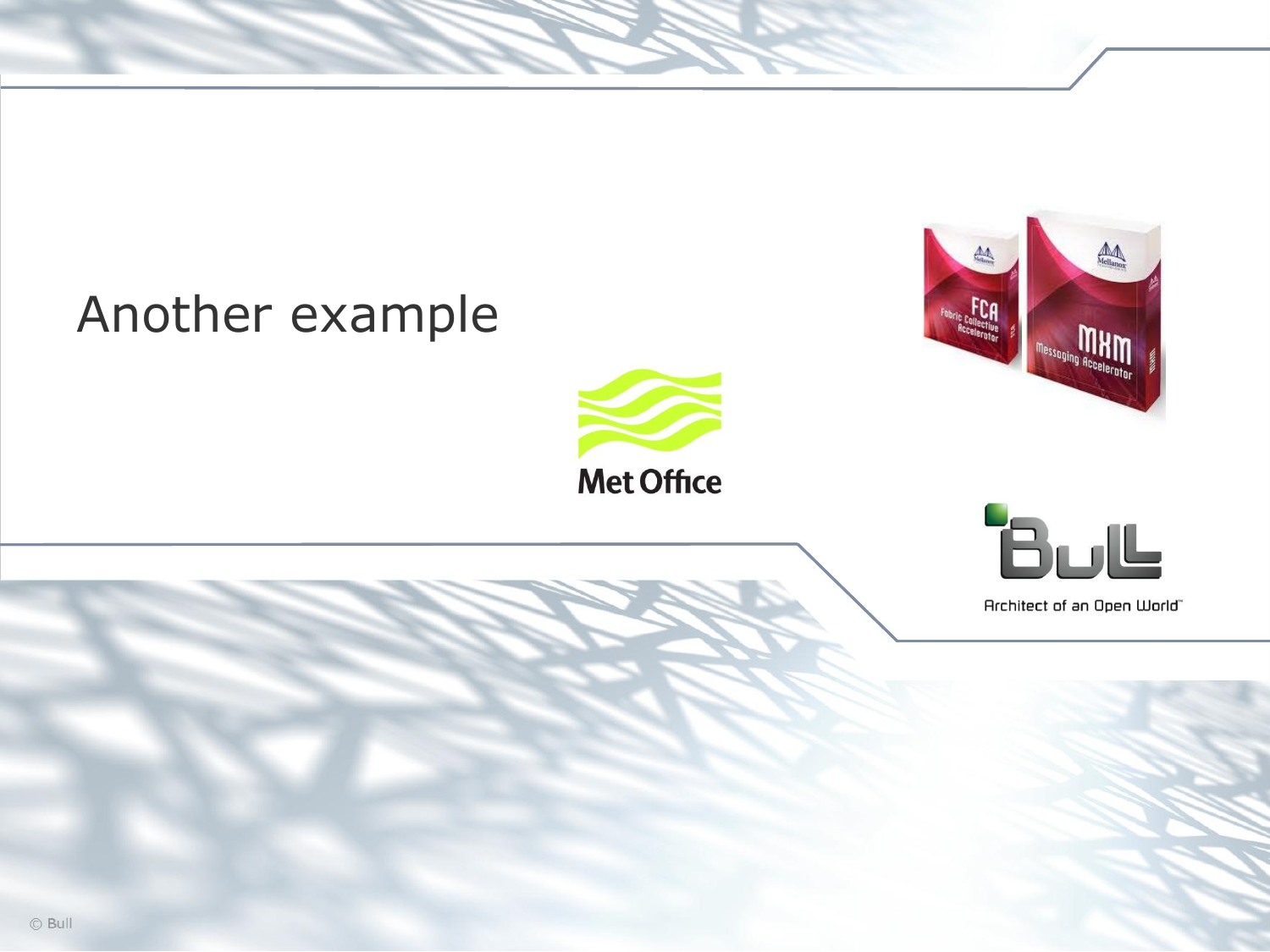# Another example

Met Office

Architect of an Open World™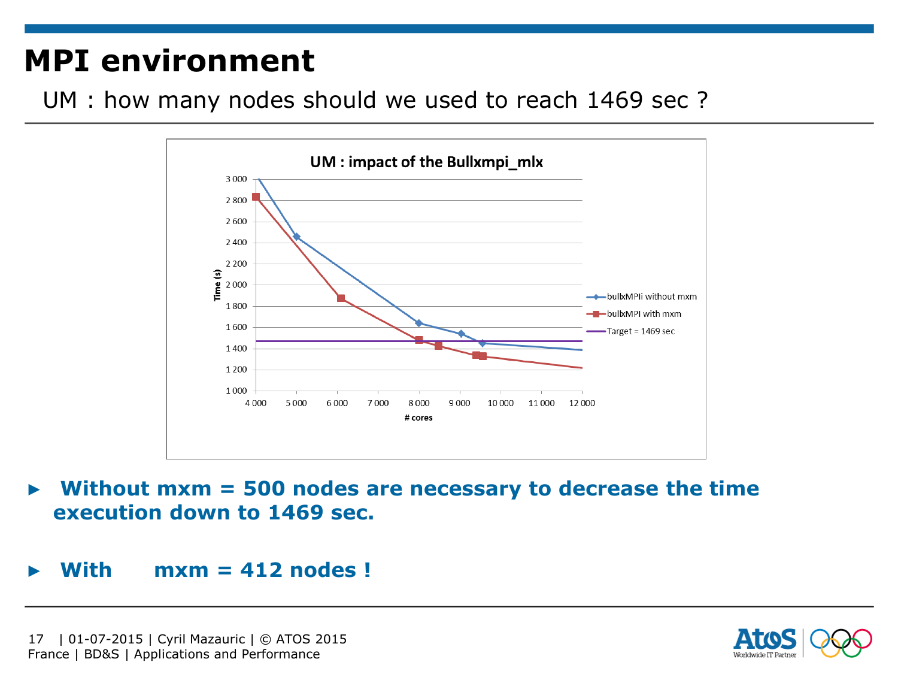# MPI environment

UM : how many nodes should we used to reach 1469 sec ?

- **Without mxm = 500 nodes are necessary to decrease the time execution down to 1469 sec.**

- **With mxm = 412 nodes !**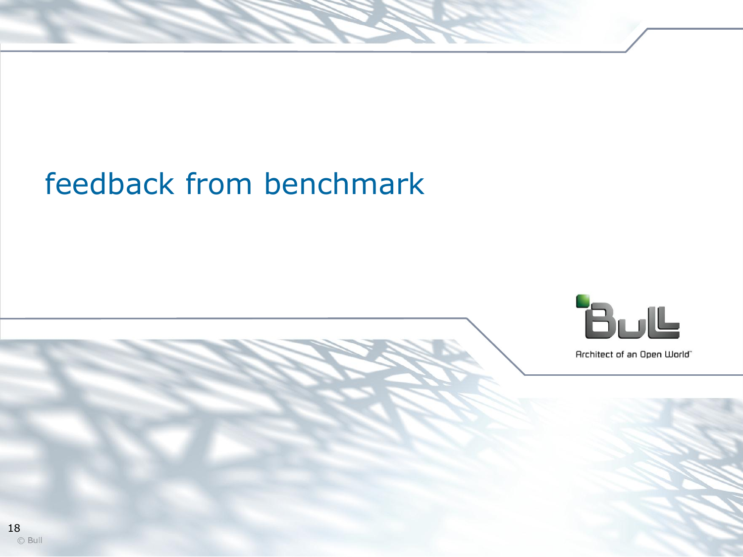# feedback from benchmark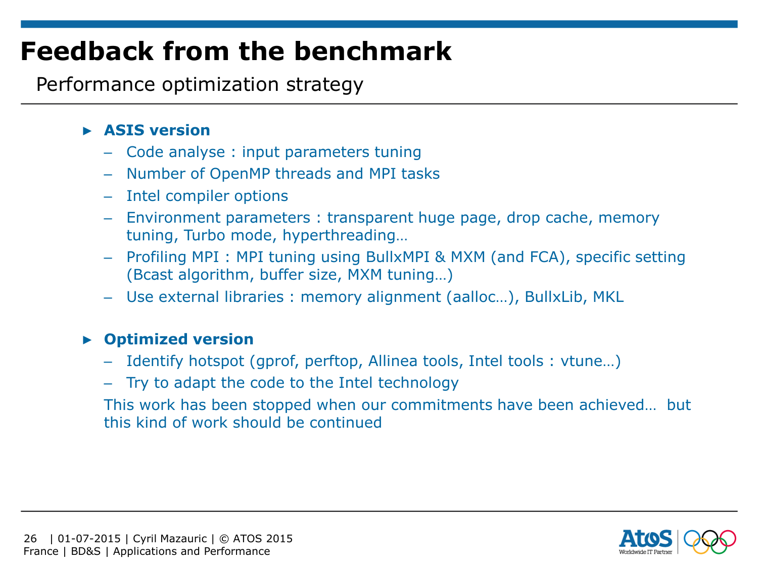# Feedback from the benchmark

## Performance optimization strategy

- **ASIS version**
  - Code analyse : input parameters tuning
  - Number of OpenMP threads and MPI tasks
  - Intel compiler options
  - Environment parameters : transparent huge page, drop cache, memory tuning, Turbo mode, hyperthreading…
  - Profiling MPI : MPI tuning using BullxMPI & MXM (and FCA), specific setting (Bcast algorithm, buffer size, MXM tuning…)
  - Use external libraries : memory alignment (aalloc…), BullxLib, MKL

- **Optimized version**
  - Identify hotspot (gprof, perftop, Allinea tools, Intel tools : vtune…)
  - Try to adapt the code to the Intel technology

  This work has been stopped when our commitments have been achieved… but this kind of work should be continued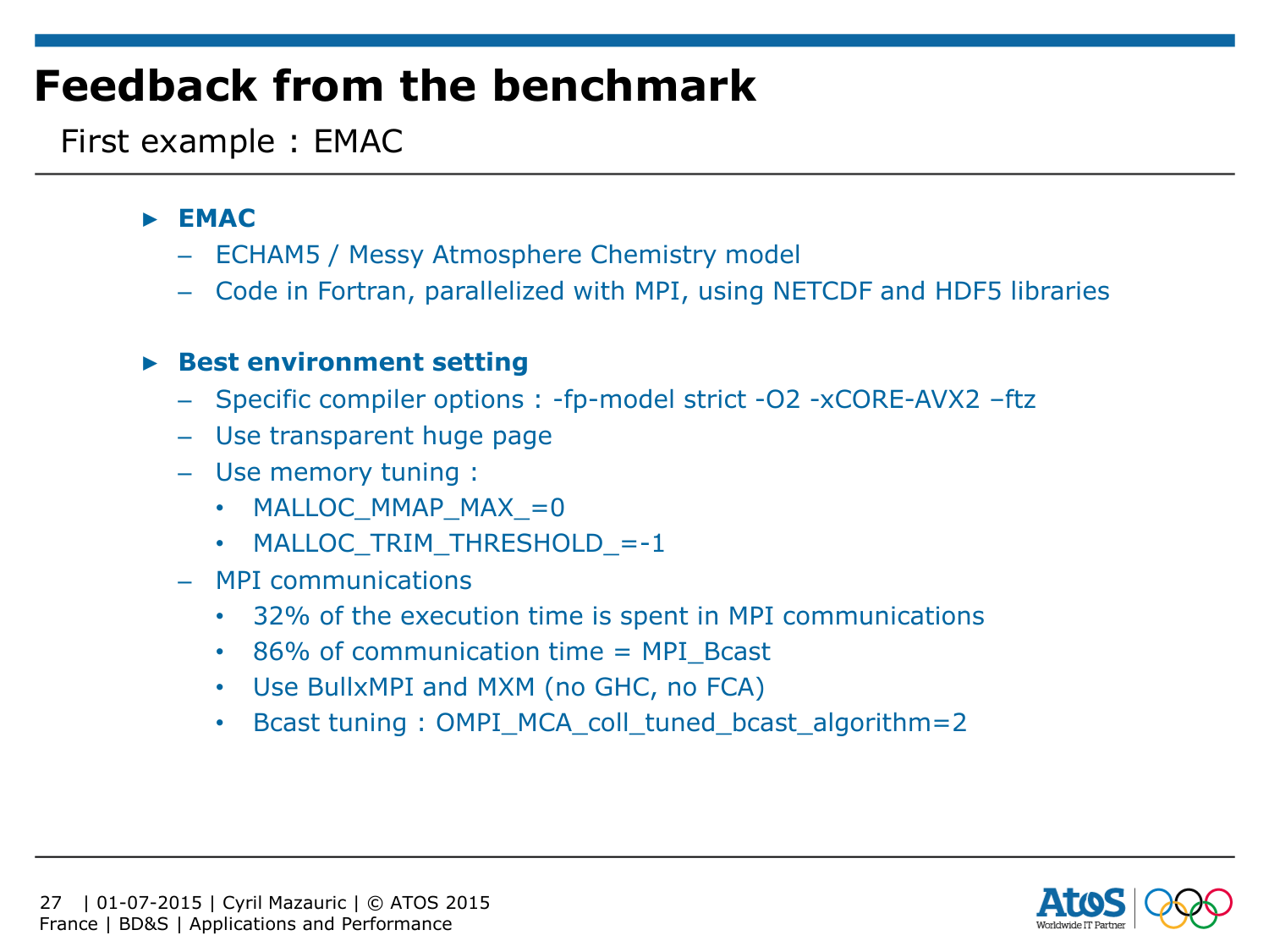# Feedback from the benchmark

## First example : EMAC

- **EMAC**
  - ECHAM5 / Messy Atmosphere Chemistry model
  - Code in Fortran, parallelized with MPI, using NETCDF and HDF5 libraries

- **Best environment setting**
  - Specific compiler options : -fp-model strict -O2 -xCORE-AVX2 –ftz
  - Use transparent huge page
  - Use memory tuning :
    - MALLOC_MMAP_MAX_=0
    - MALLOC_TRIM_THRESHOLD_=-1
  - MPI communications
    - 32% of the execution time is spent in MPI communications
    - 86% of communication time = MPI_Bcast
    - Use BullxMPI and MXM (no GHC, no FCA)
    - Bcast tuning : OMPI_MCA_coll_tuned_bcast_algorithm=2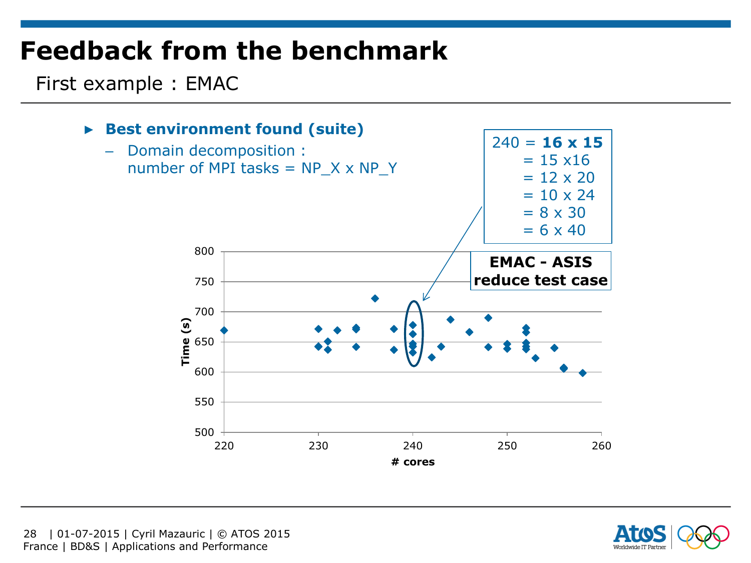# Feedback from the benchmark

First example : EMAC

- **Best environment found (suite)**
  - Domain decomposition : number of MPI tasks = NP_X x NP_Y

240 = **16 x 15**
= 15 x16
= 12 x 20
= 10 x 24
= 8 x 30
= 6 x 40

**EMAC - ASIS reduce test case**

Time (s)

# cores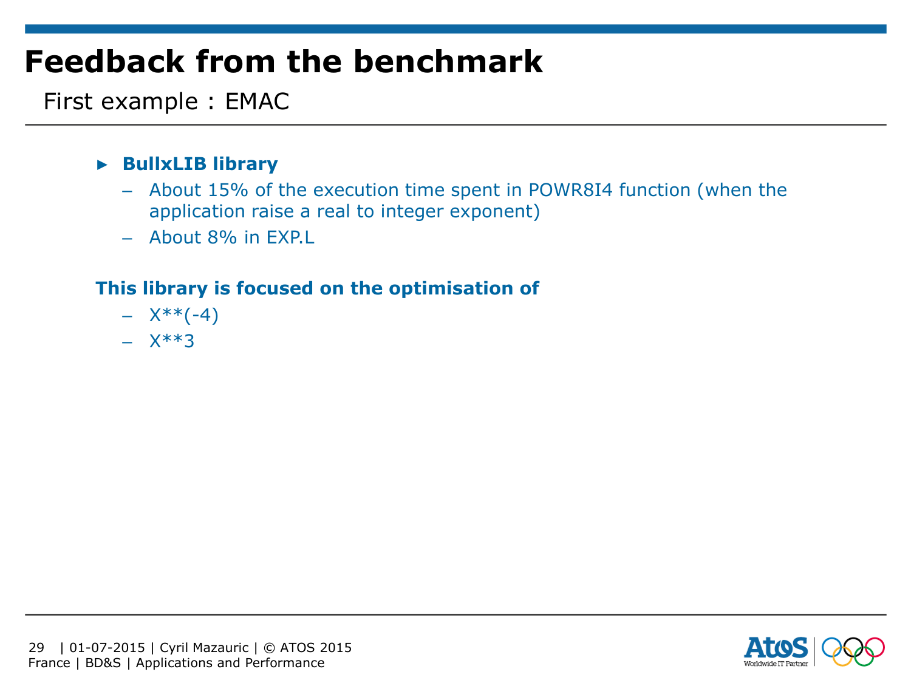# Feedback from the benchmark

First example : EMAC

- **BullxLIB library**
  - About 15% of the execution time spent in POWR8I4 function (when the application raise a real to integer exponent)
  - About 8% in EXP.L

**This library is focused on the optimisation of**

- X**(-4)
- X**3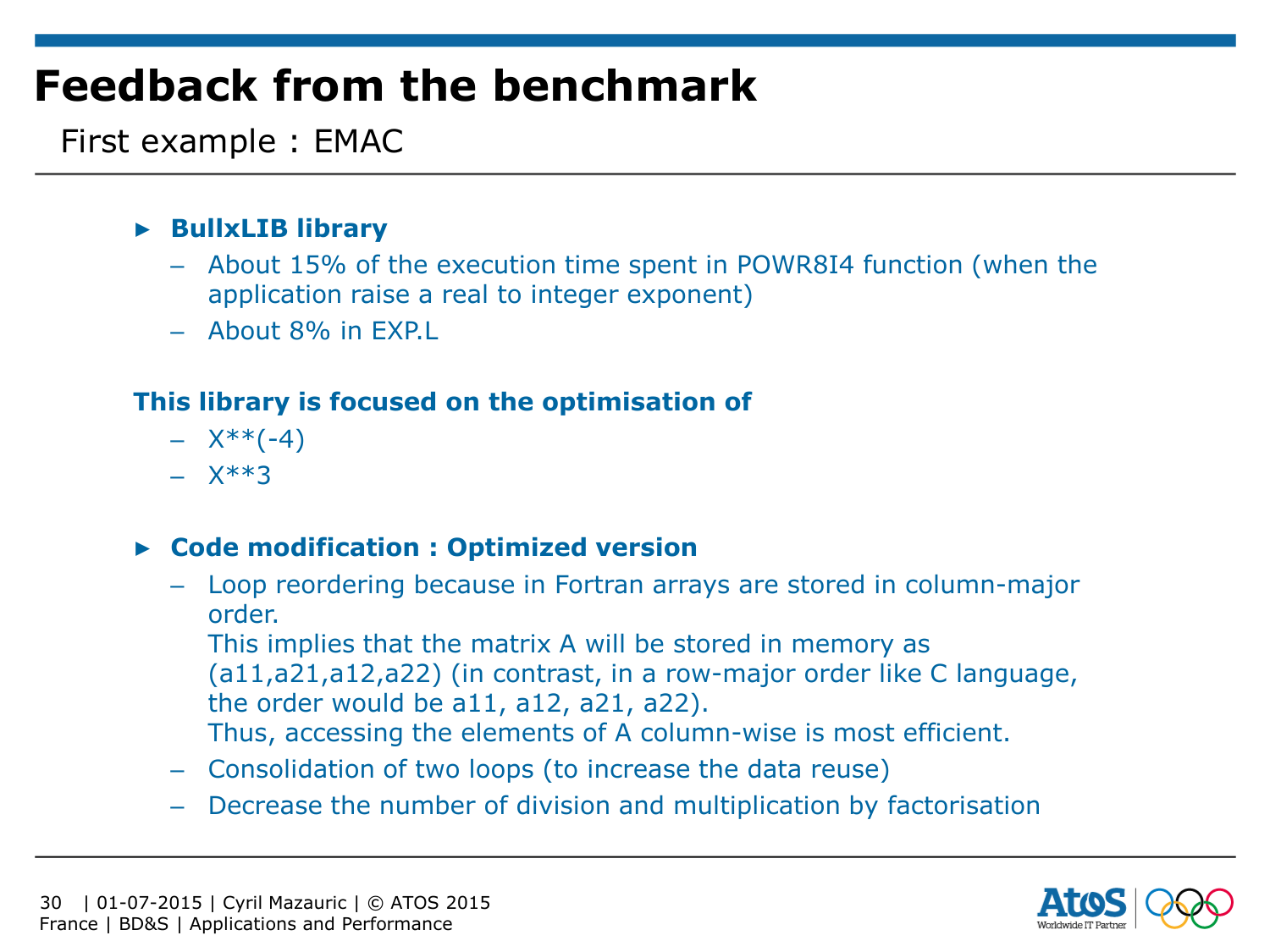# Feedback from the benchmark

First example : EMAC

- **BullxLIB library**
  - About 15% of the execution time spent in POWR8I4 function (when the application raise a real to integer exponent)
  - About 8% in EXP.L

**This library is focused on the optimisation of**

- X**(-4)
- X**3

- **Code modification : Optimized version**
  - Loop reordering because in Fortran arrays are stored in column-major order.
    This implies that the matrix A will be stored in memory as (a11,a21,a12,a22) (in contrast, in a row-major order like C language, the order would be a11, a12, a21, a22).
    Thus, accessing the elements of A column-wise is most efficient.
  - Consolidation of two loops (to increase the data reuse)
  - Decrease the number of division and multiplication by factorisation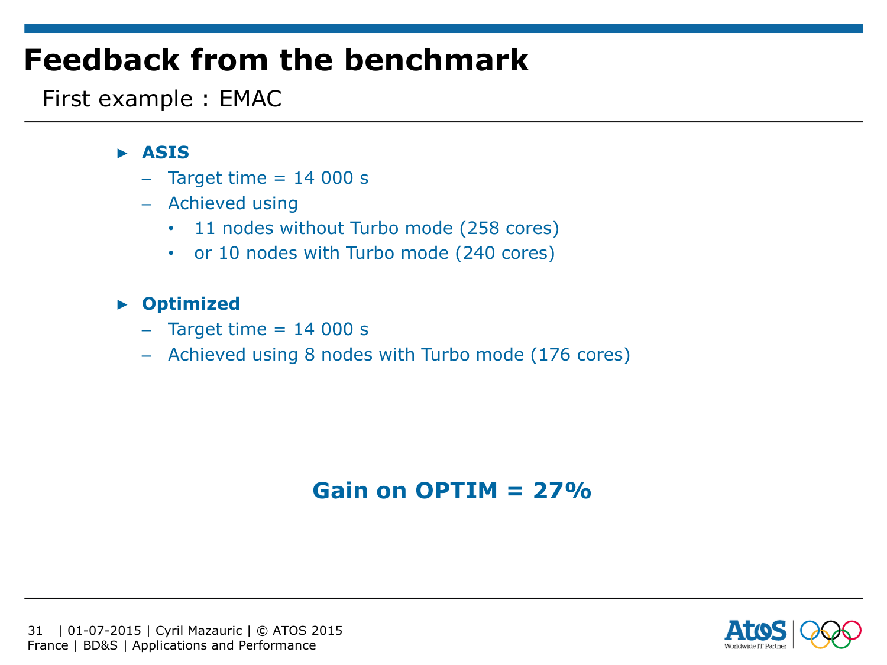# Feedback from the benchmark

First example : EMAC

- **ASIS**
  - Target time = 14 000 s
  - Achieved using
    - 11 nodes without Turbo mode (258 cores)
    - or 10 nodes with Turbo mode (240 cores)

- **Optimized**
  - Target time = 14 000 s
  - Achieved using 8 nodes with Turbo mode (176 cores)

**Gain on OPTIM = 27%**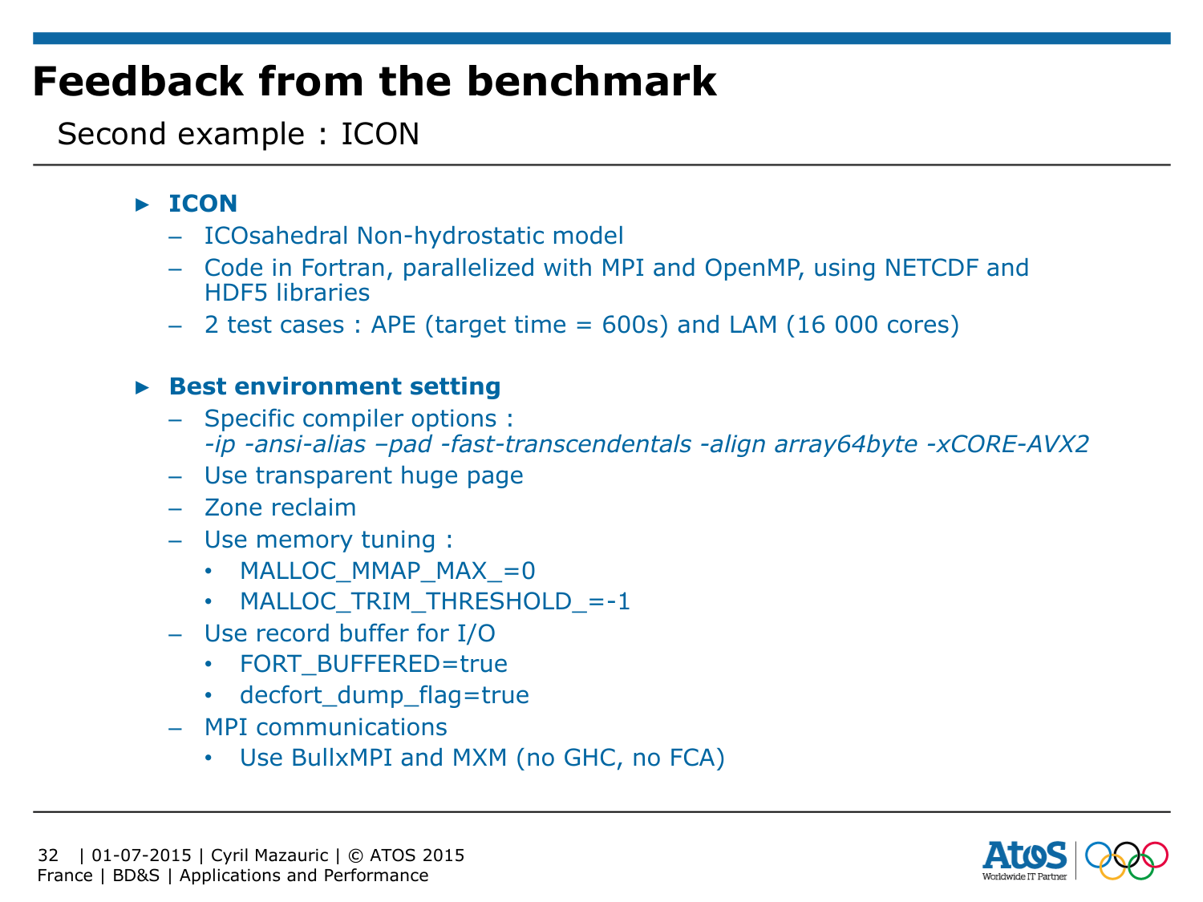# Feedback from the benchmark

## Second example : ICON

- **ICON**
  - ICOsahedral Non-hydrostatic model
  - Code in Fortran, parallelized with MPI and OpenMP, using NETCDF and HDF5 libraries
  - 2 test cases : APE (target time = 600s) and LAM (16 000 cores)

- **Best environment setting**
  - Specific compiler options : *-ip -ansi-alias –pad -fast-transcendentals -align array64byte -xCORE-AVX2*
  - Use transparent huge page
  - Zone reclaim
  - Use memory tuning :
    - MALLOC_MMAP_MAX_=0
    - MALLOC_TRIM_THRESHOLD_=-1
  - Use record buffer for I/O
    - FORT_BUFFERED=true
    - decfort_dump_flag=true
  - MPI communications
    - Use BullxMPI and MXM (no GHC, no FCA)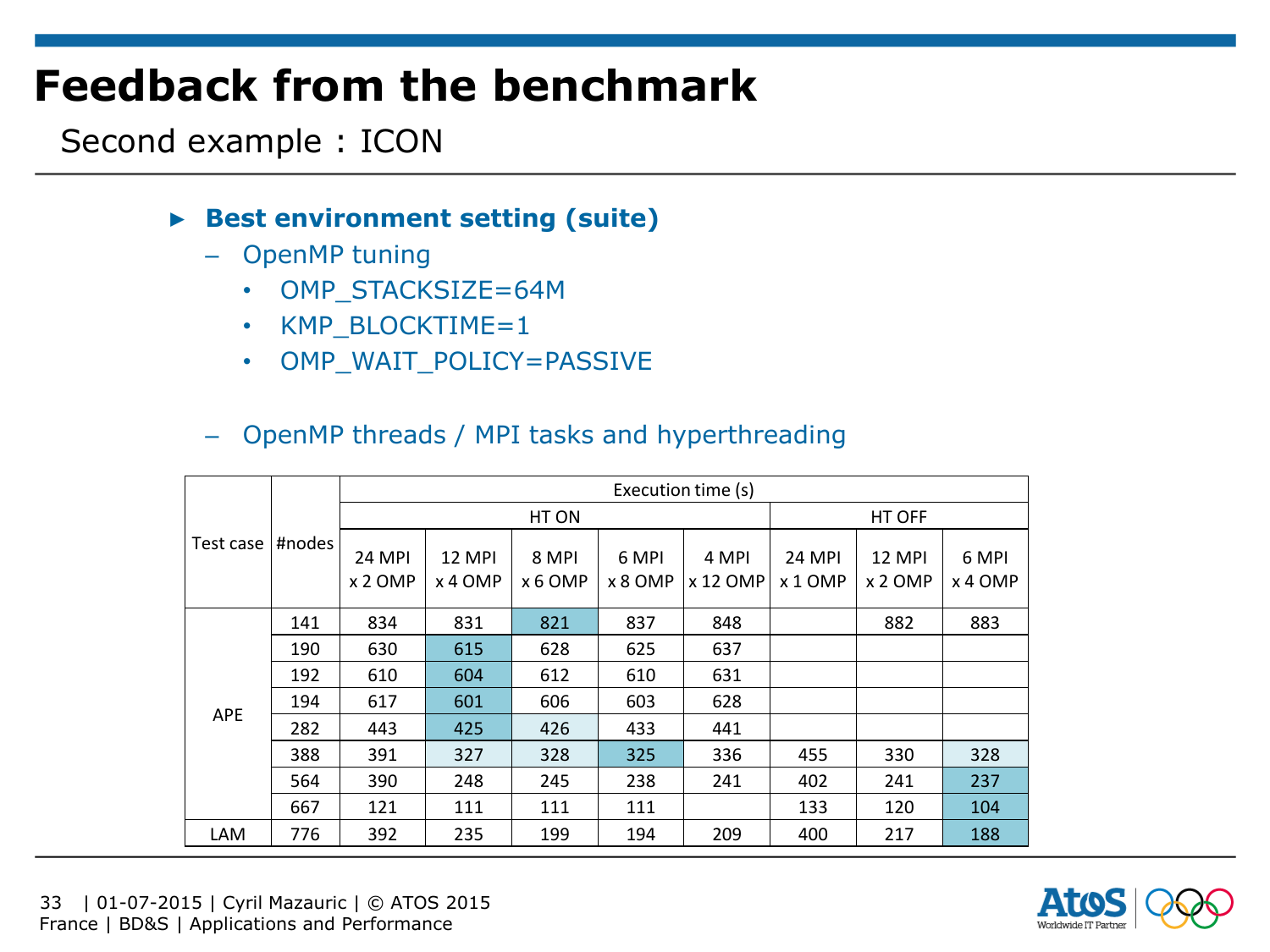# Feedback from the benchmark

Second example : ICON

- **Best environment setting (suite)**
  - OpenMP tuning
    - OMP_STACKSIZE=64M
    - KMP_BLOCKTIME=1
    - OMP_WAIT_POLICY=PASSIVE
  - OpenMP threads / MPI tasks and hyperthreading

| Test case | #nodes | Execution time (s) | | | | | | | |
|---|---|---|---|---|---|---|---|---|---|
| | | HT ON | | | | | HT OFF | | |
| | | 24 MPI x 2 OMP | 12 MPI x 4 OMP | 8 MPI x 6 OMP | 6 MPI x 8 OMP | 4 MPI x 12 OMP | 24 MPI x 1 OMP | 12 MPI x 2 OMP | 6 MPI x 4 OMP |
| APE | 141 | 834 | 831 | 821 | 837 | 848 | | 882 | 883 |
| | 190 | 630 | 615 | 628 | 625 | 637 | | | |
| | 192 | 610 | 604 | 612 | 610 | 631 | | | |
| | 194 | 617 | 601 | 606 | 603 | 628 | | | |
| | 282 | 443 | 425 | 426 | 433 | 441 | | | |
| | 388 | 391 | 327 | 328 | 325 | 336 | 455 | 330 | 328 |
| | 564 | 390 | 248 | 245 | 238 | 241 | 402 | 241 | 237 |
| | 667 | 121 | 111 | 111 | 111 | | 133 | 120 | 104 |
| LAM | 776 | 392 | 235 | 199 | 194 | 209 | 400 | 217 | 188 |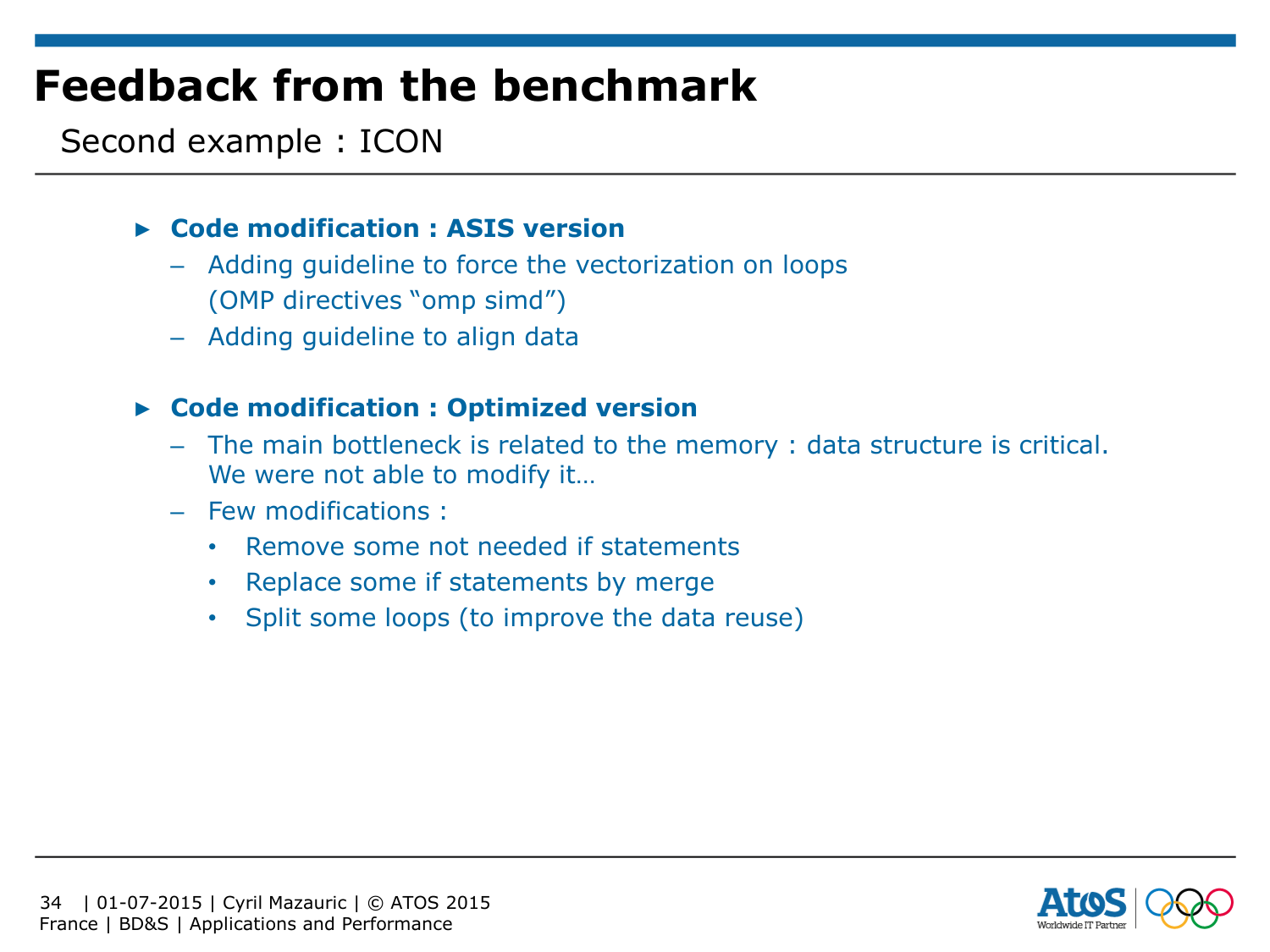# Feedback from the benchmark

## Second example : ICON

- **Code modification : ASIS version**
  - Adding guideline to force the vectorization on loops (OMP directives “omp simd”)
  - Adding guideline to align data

- **Code modification : Optimized version**
  - The main bottleneck is related to the memory : data structure is critical. We were not able to modify it…
  - Few modifications :
    - Remove some not needed if statements
    - Replace some if statements by merge
    - Split some loops (to improve the data reuse)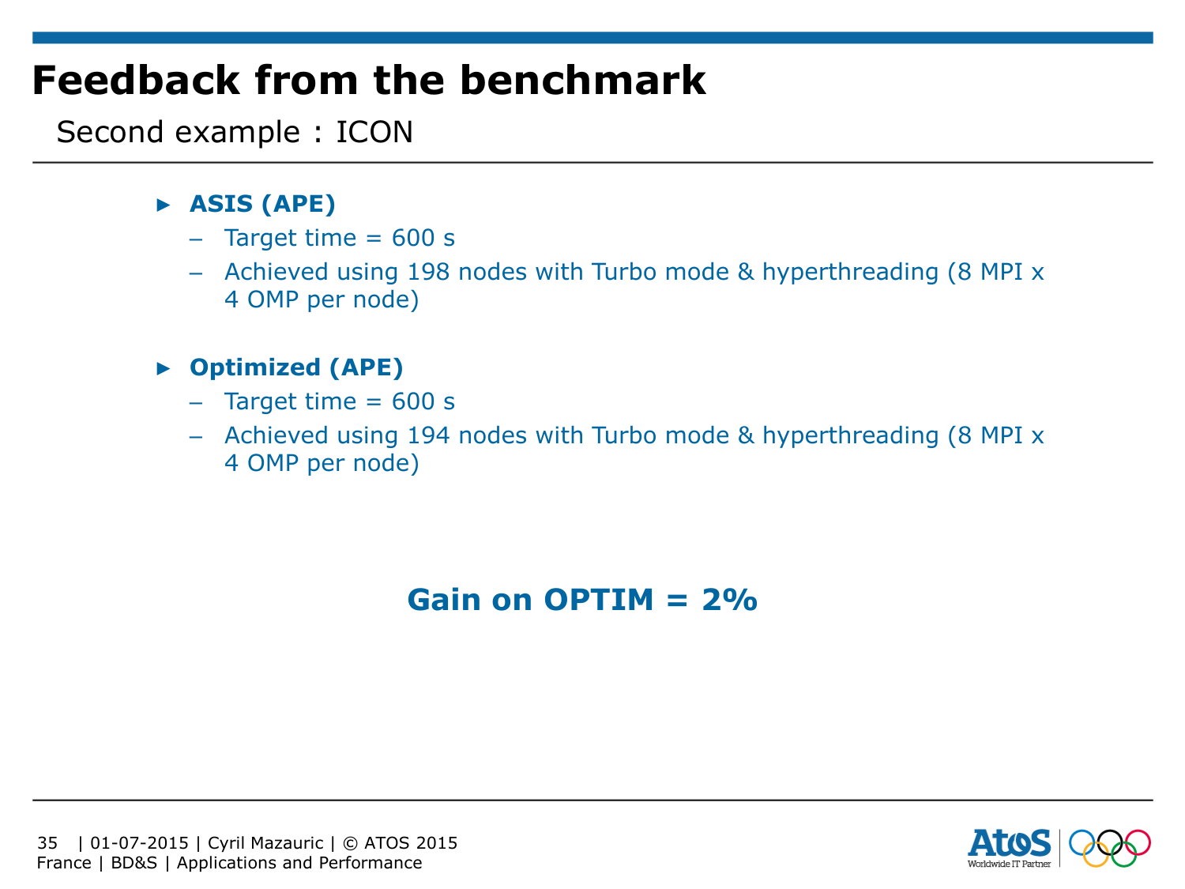# Feedback from the benchmark

Second example : ICON

- **ASIS (APE)**
  - Target time = 600 s
  - Achieved using 198 nodes with Turbo mode & hyperthreading (8 MPI x 4 OMP per node)

- **Optimized (APE)**
  - Target time = 600 s
  - Achieved using 194 nodes with Turbo mode & hyperthreading (8 MPI x 4 OMP per node)

**Gain on OPTIM = 2%**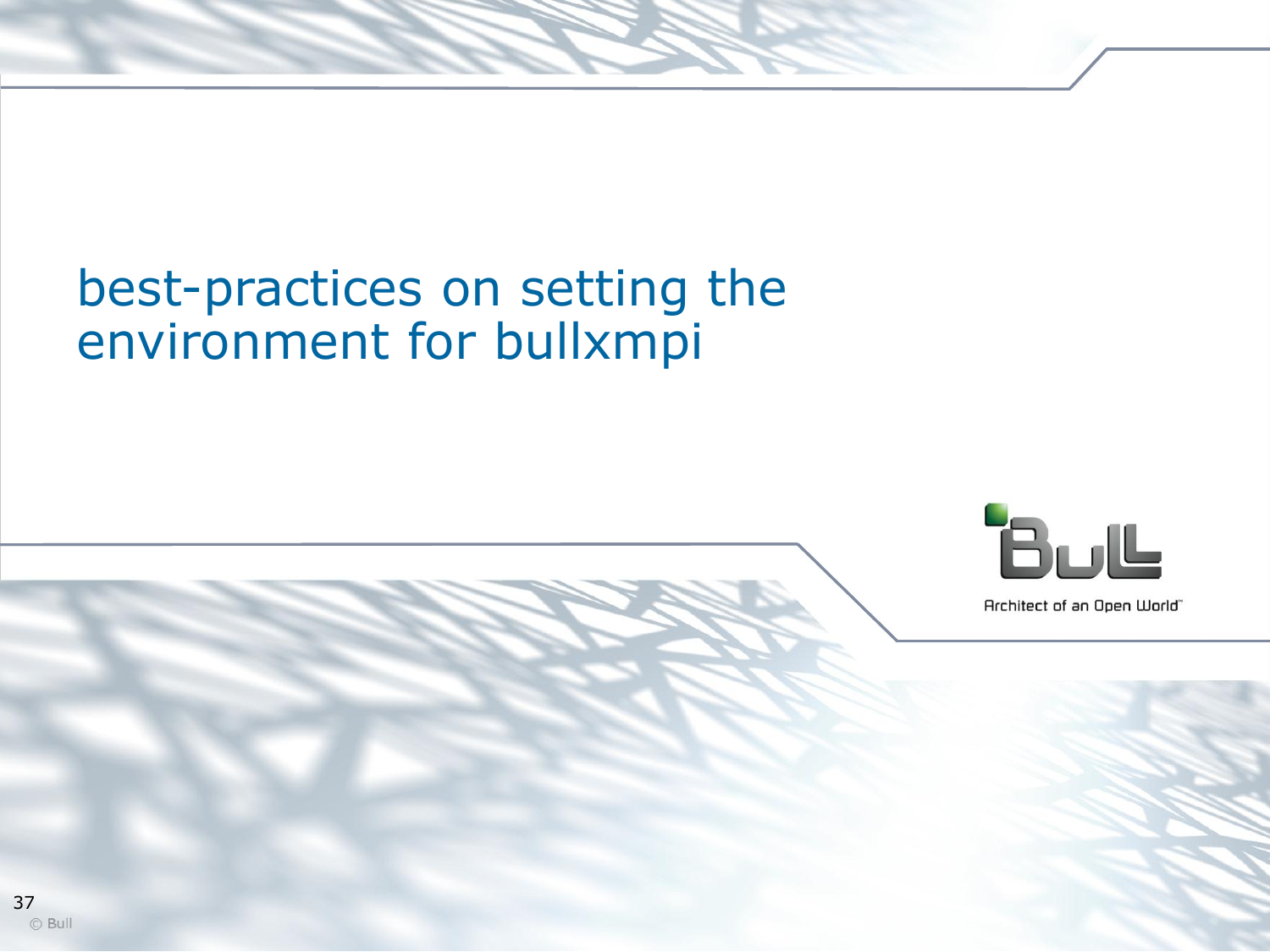# best-practices on setting the environment for bullxmpi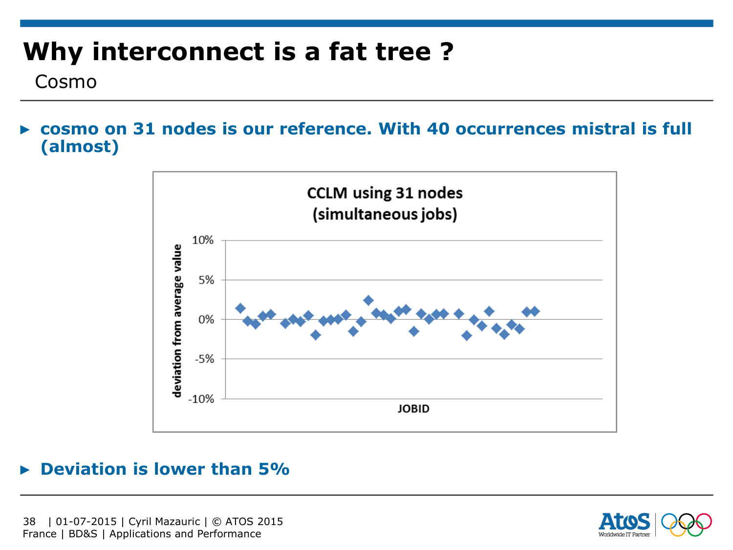# Why interconnect is a fat tree ?

Cosmo

- **cosmo on 31 nodes is our reference. With 40 occurrences mistral is full (almost)**

CCLM using 31 nodes (simultaneous jobs)

- **Deviation is lower than 5%**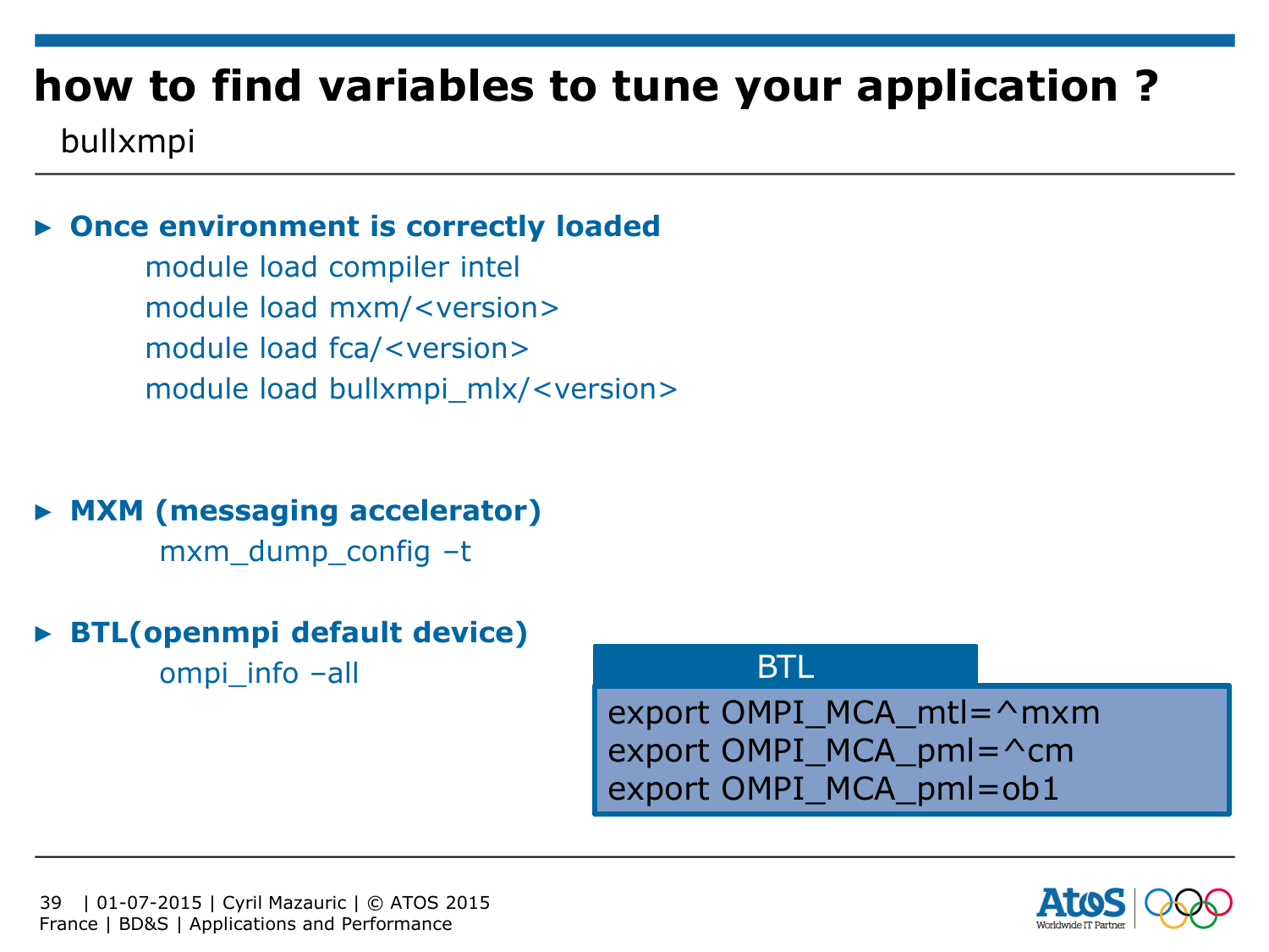# how to find variables to tune your application ?

bullxmpi

- **Once environment is correctly loaded**

```
module load compiler intel
module load mxm/<version>
module load fca/<version>
module load bullxmpi_mlx/<version>
```

- **MXM (messaging accelerator)**

```
mxm_dump_config –t
```

- **BTL(openmpi default device)**

```
ompi_info –all
```

**BTL**

```
export OMPI_MCA_mtl=^mxm
export OMPI_MCA_pml=^cm
export OMPI_MCA_pml=ob1
```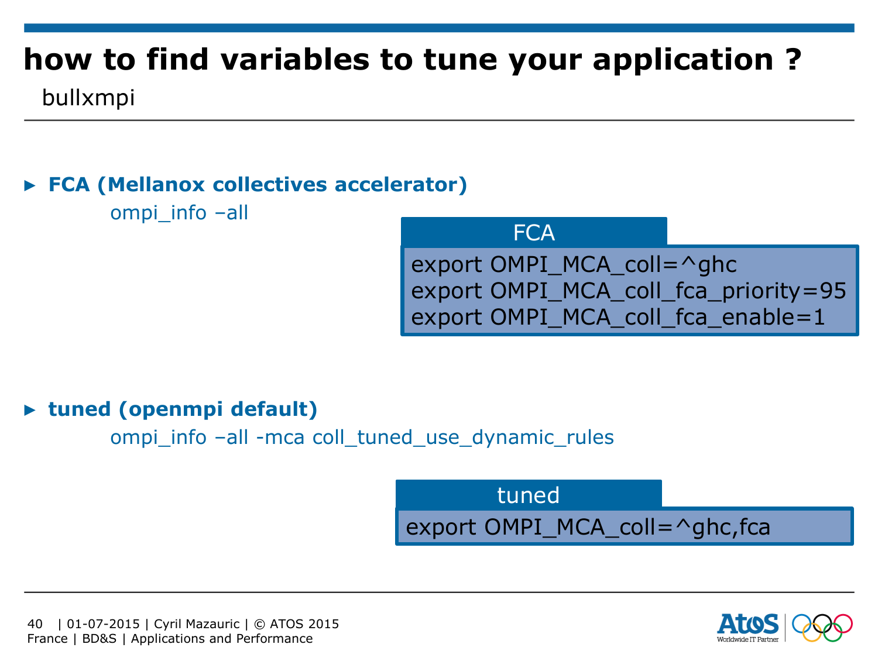# how to find variables to tune your application ?

bullxmpi

- **FCA (Mellanox collectives accelerator)**

  ompi_info –all

**FCA**

```
export OMPI_MCA_coll=^ghc
export OMPI_MCA_coll_fca_priority=95
export OMPI_MCA_coll_fca_enable=1
```

- **tuned (openmpi default)**

  ompi_info –all -mca coll_tuned_use_dynamic_rules

**tuned**

```
export OMPI_MCA_coll=^ghc,fca
```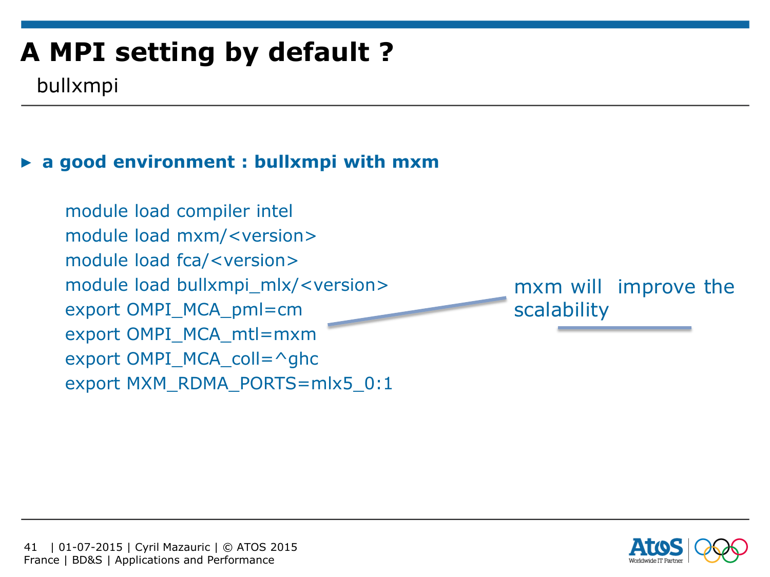# A MPI setting by default ?

bullxmpi

- **a good environment : bullxmpi with mxm**

```
module load compiler intel
module load mxm/<version>
module load fca/<version>
module load bullxmpi_mlx/<version>
export OMPI_MCA_pml=cm
export OMPI_MCA_mtl=mxm
export OMPI_MCA_coll=^ghc
export MXM_RDMA_PORTS=mlx5_0:1
```

mxm will improve the scalability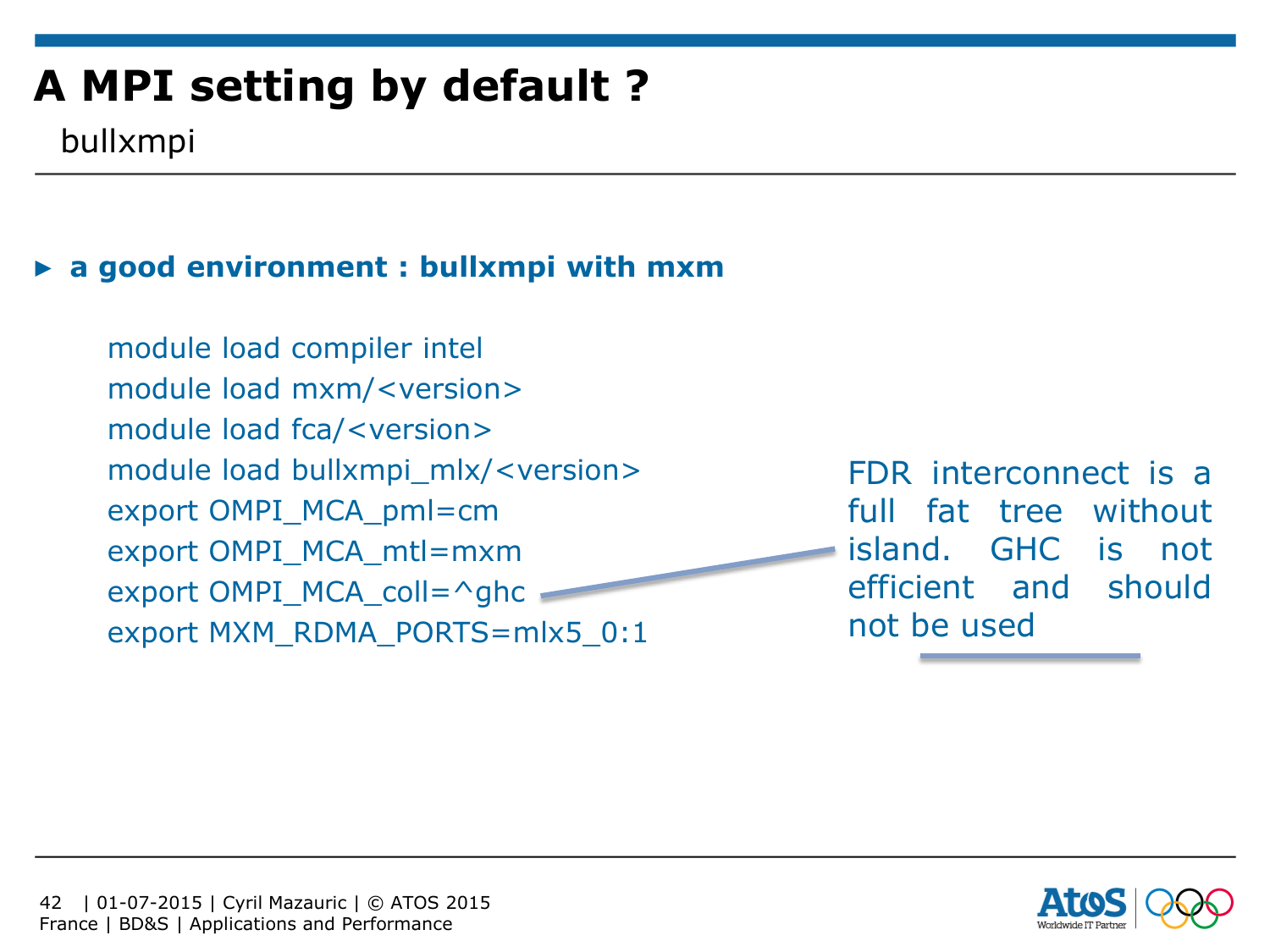# A MPI setting by default ?

bullxmpi

- **a good environment : bullxmpi with mxm**

```
module load compiler intel
module load mxm/<version>
module load fca/<version>
module load bullxmpi_mlx/<version>
export OMPI_MCA_pml=cm
export OMPI_MCA_mtl=mxm
export OMPI_MCA_coll=^ghc
export MXM_RDMA_PORTS=mlx5_0:1
```

FDR interconnect is a full fat tree without island. GHC is not efficient and should not be used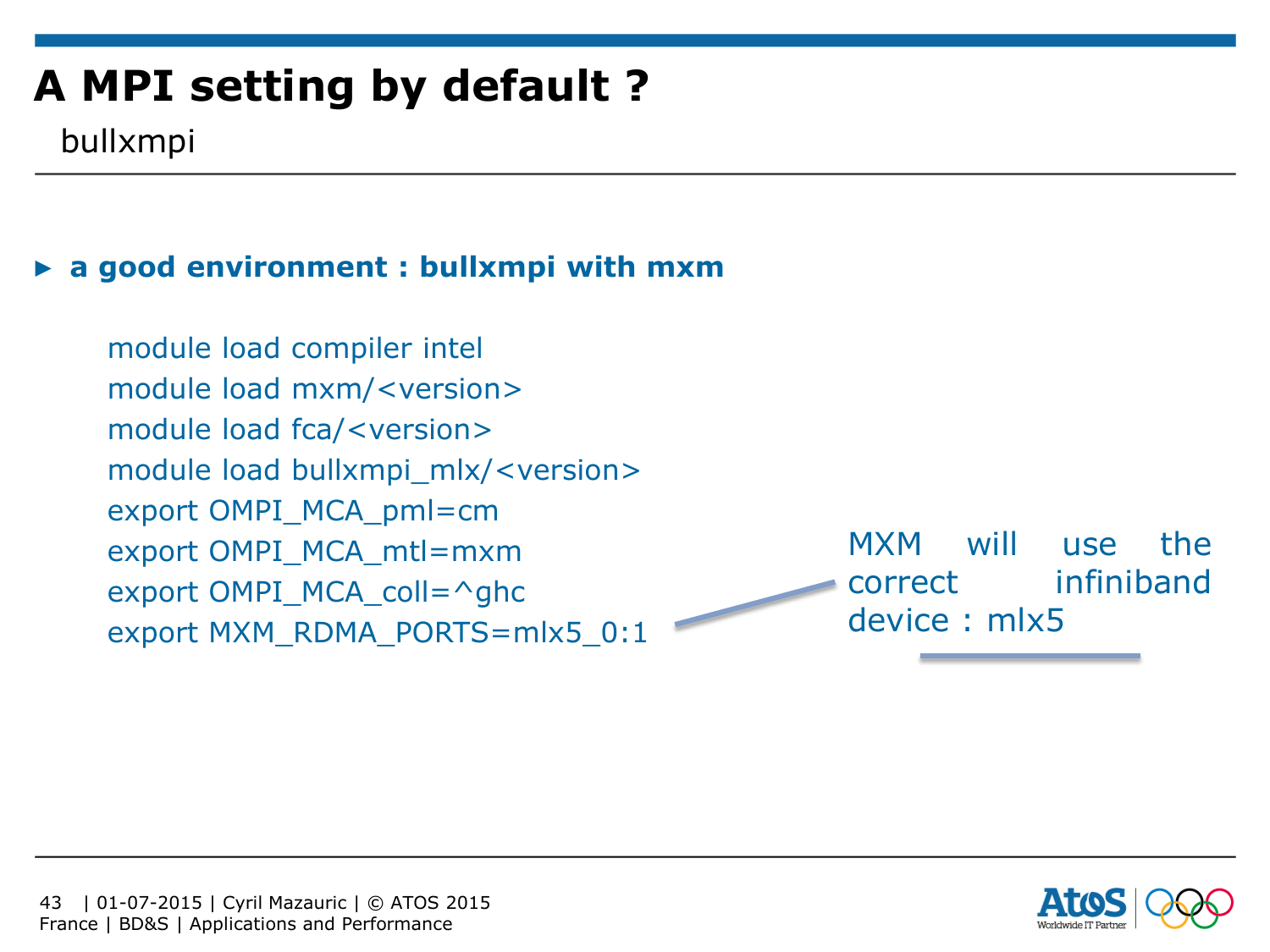# A MPI setting by default ?

bullxmpi

- **a good environment : bullxmpi with mxm**

```
module load compiler intel
module load mxm/<version>
module load fca/<version>
module load bullxmpi_mlx/<version>
export OMPI_MCA_pml=cm
export OMPI_MCA_mtl=mxm
export OMPI_MCA_coll=^ghc
export MXM_RDMA_PORTS=mlx5_0:1
```

MXM will use the correct infiniband device : mlx5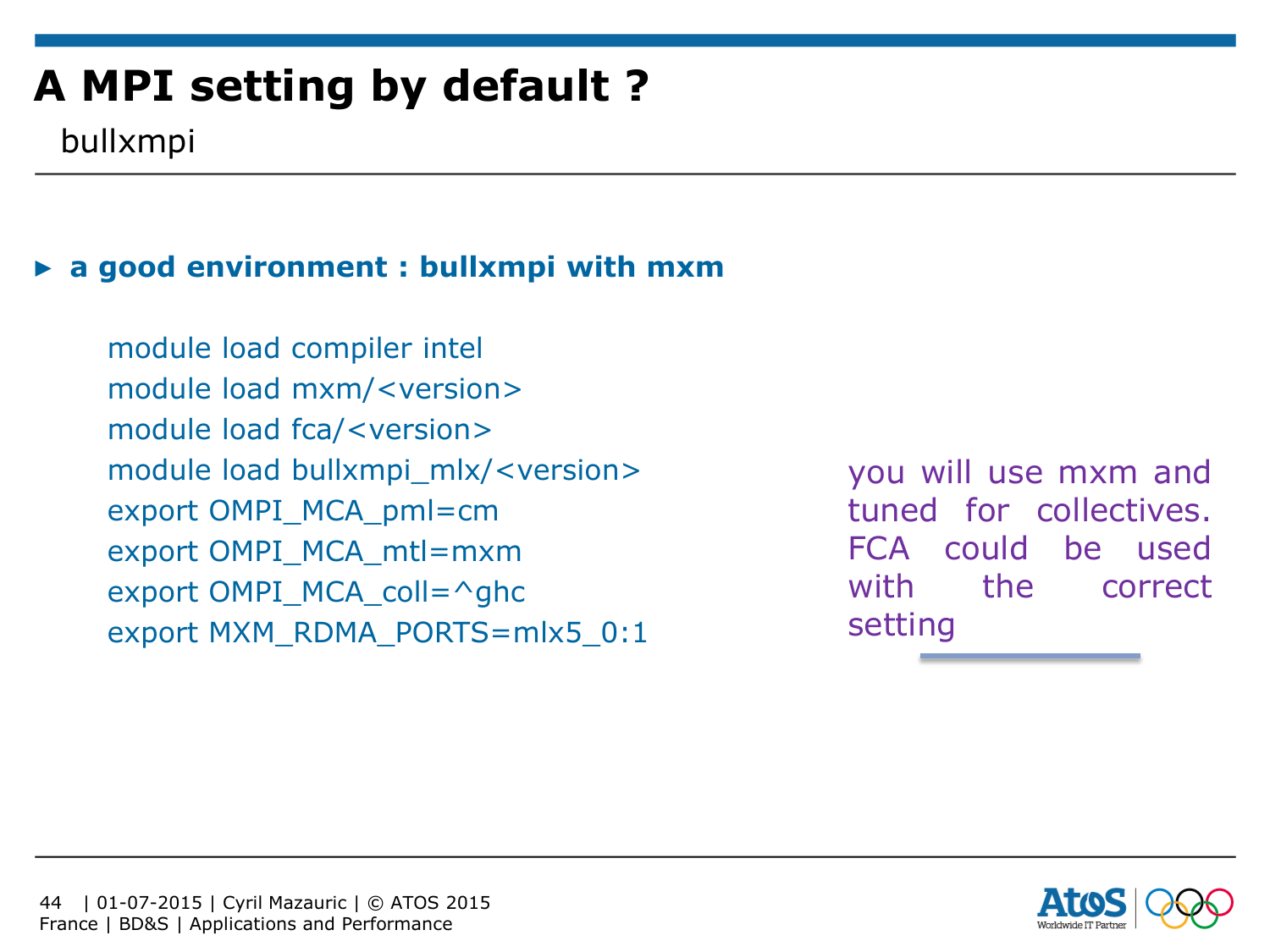# A MPI setting by default ?

bullxmpi

- **a good environment : bullxmpi with mxm**

```
module load compiler intel
module load mxm/<version>
module load fca/<version>
module load bullxmpi_mlx/<version>
export OMPI_MCA_pml=cm
export OMPI_MCA_mtl=mxm
export OMPI_MCA_coll=^ghc
export MXM_RDMA_PORTS=mlx5_0:1
```

you will use mxm and tuned for collectives. FCA could be used with the correct setting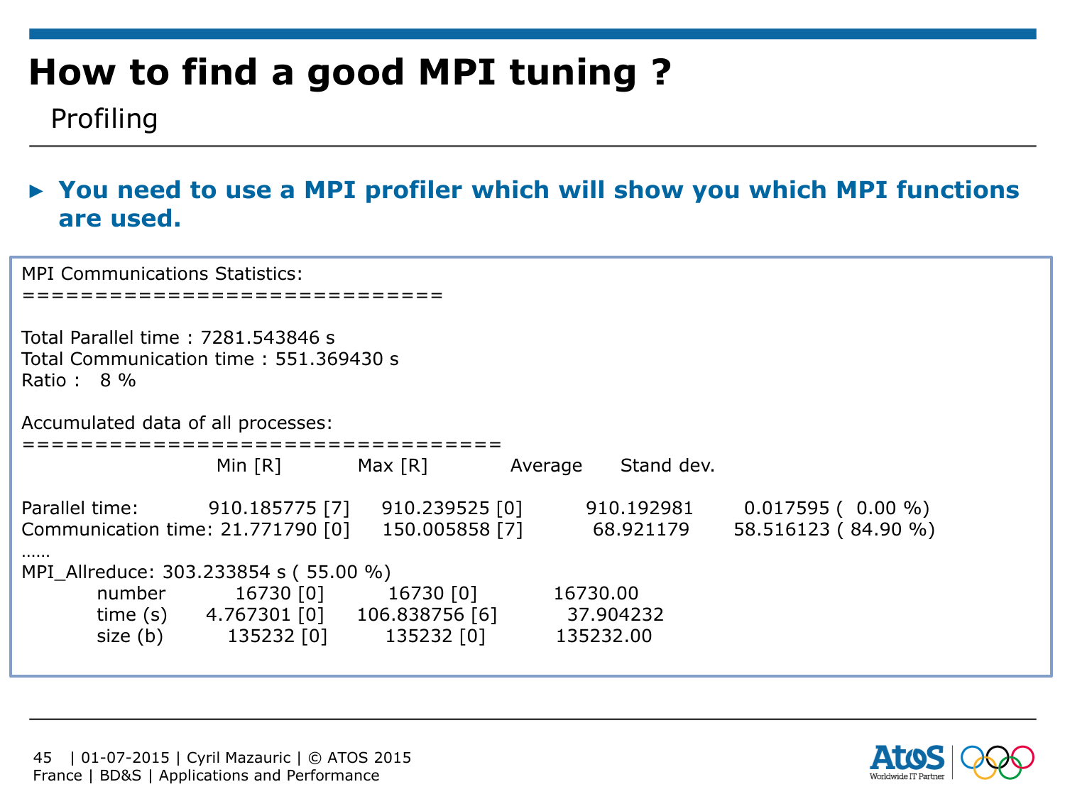# How to find a good MPI tuning ?

## Profiling

- **You need to use a MPI profiler which will show you which MPI functions are used.**

```
MPI Communications Statistics:
============================

Total Parallel time : 7281.543846 s
Total Communication time : 551.369430 s
Ratio :   8 %

Accumulated data of all processes:
================================
                       Min [R]          Max [R]          Average      Stand dev.

Parallel time:        910.185775 [7]    910.239525 [0]       910.192981       0.017595 (  0.00 %)
Communication time: 21.771790 [0]      150.005858 [7]        68.921179       58.516123 ( 84.90 %)
......
MPI_Allreduce: 303.233854 s ( 55.00 %)
         number         16730 [0]        16730 [0]         16730.00
         time (s)     4.767301 [0]     106.838756 [6]        37.904232
         size (b)       135232 [0]       135232 [0]        135232.00
```

France | BD&S | Applications and Performance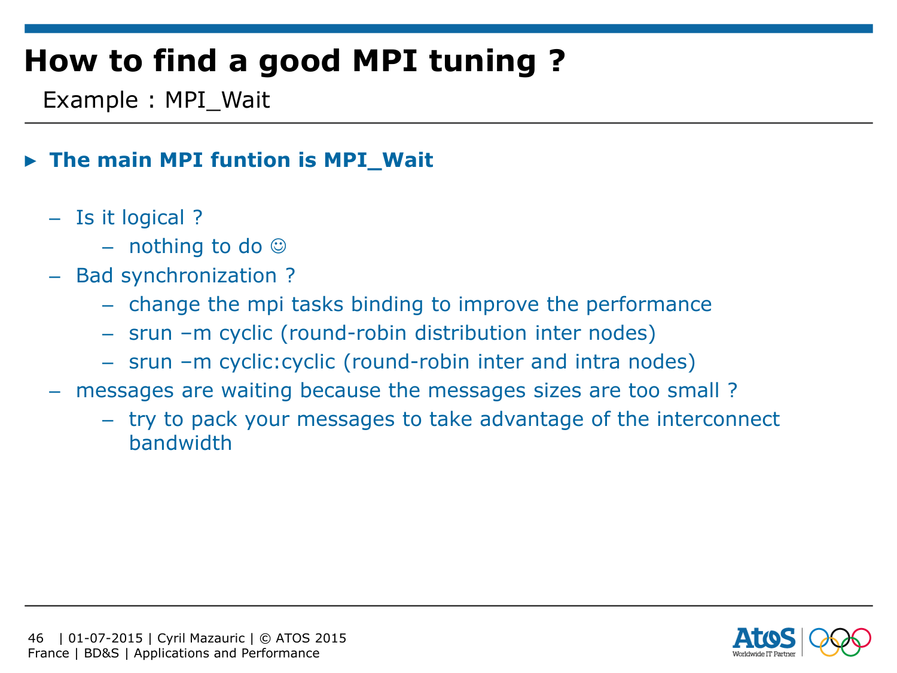# How to find a good MPI tuning ?

Example : MPI_Wait

- **The main MPI funtion is MPI_Wait**
  - Is it logical ?
    - nothing to do ☺
  - Bad synchronization ?
    - change the mpi tasks binding to improve the performance
    - srun –m cyclic (round-robin distribution inter nodes)
    - srun –m cyclic:cyclic (round-robin inter and intra nodes)
  - messages are waiting because the messages sizes are too small ?
    - try to pack your messages to take advantage of the interconnect bandwidth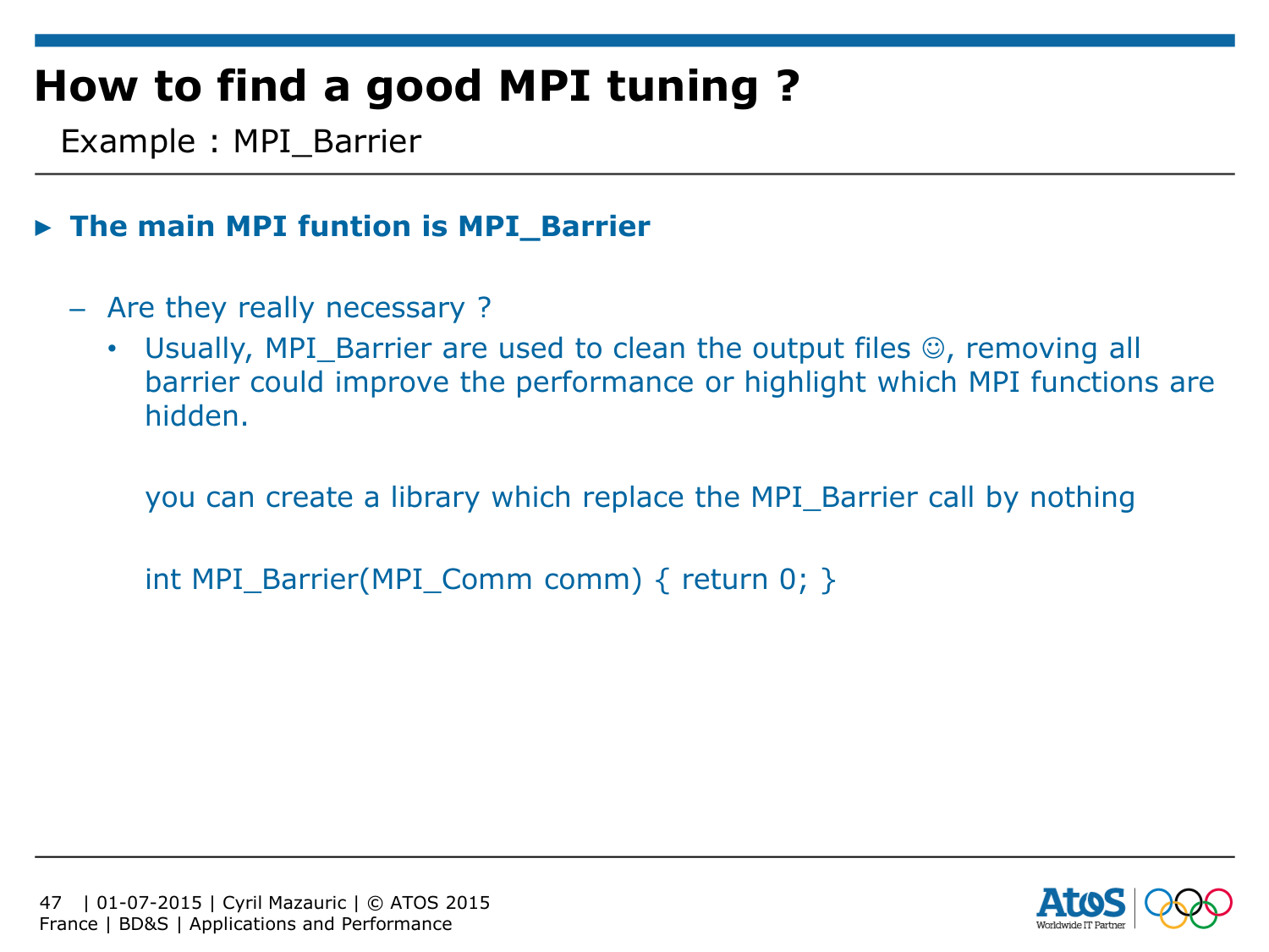# How to find a good MPI tuning ?

Example : MPI_Barrier

- **The main MPI funtion is MPI_Barrier**
  - Are they really necessary ?
    - Usually, MPI_Barrier are used to clean the output files ☺, removing all barrier could improve the performance or highlight which MPI functions are hidden.

      you can create a library which replace the MPI_Barrier call by nothing

      ```
      int MPI_Barrier(MPI_Comm comm) { return 0; }
      ```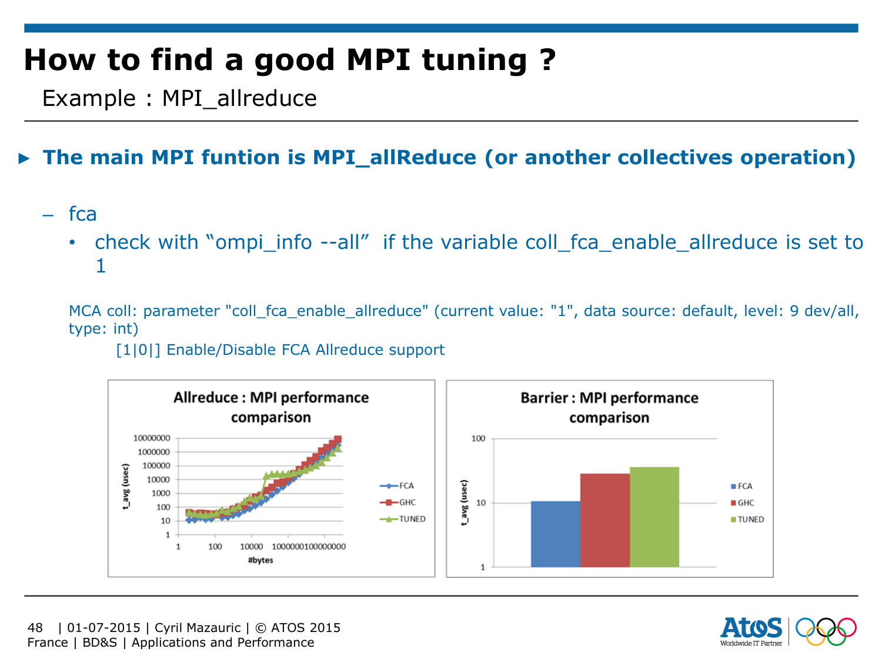# How to find a good MPI tuning ?

Example : MPI_allreduce

- **The main MPI funtion is MPI_allReduce (or another collectives operation)**
  - fca
    - check with "ompi_info --all" if the variable coll_fca_enable_allreduce is set to 1

MCA coll: parameter "coll_fca_enable_allreduce" (current value: "1", data source: default, level: 9 dev/all, type: int)

[1|0|] Enable/Disable FCA Allreduce support

**Allreduce : MPI performance comparison**

**Barrier : MPI performance comparison**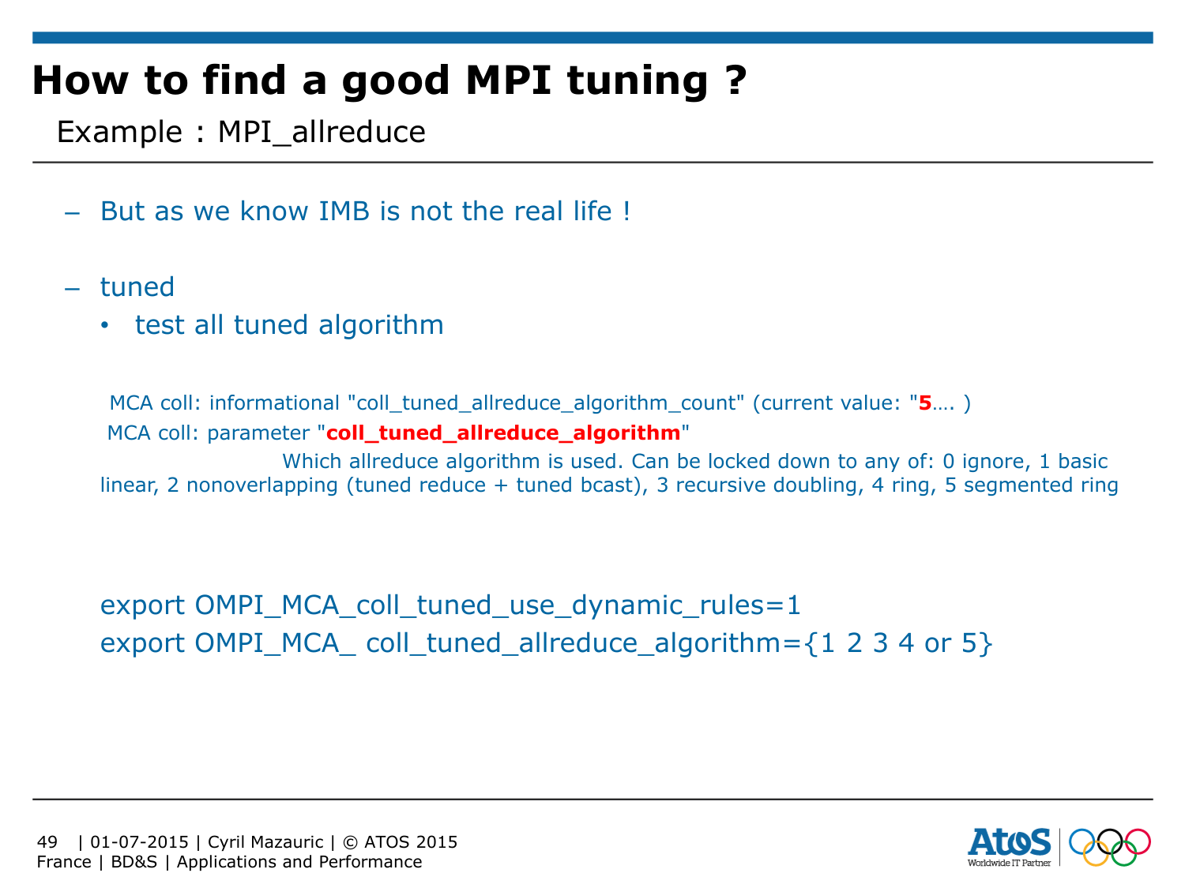# How to find a good MPI tuning ?

Example : MPI_allreduce

- But as we know IMB is not the real life !
- tuned
  - test all tuned algorithm

MCA coll: informational "coll_tuned_allreduce_algorithm_count" (current value: "**5**…. )

MCA coll: parameter "**coll_tuned_allreduce_algorithm**"

Which allreduce algorithm is used. Can be locked down to any of: 0 ignore, 1 basic linear, 2 nonoverlapping (tuned reduce + tuned bcast), 3 recursive doubling, 4 ring, 5 segmented ring

```
export OMPI_MCA_coll_tuned_use_dynamic_rules=1
export OMPI_MCA_ coll_tuned_allreduce_algorithm={1 2 3 4 or 5}
```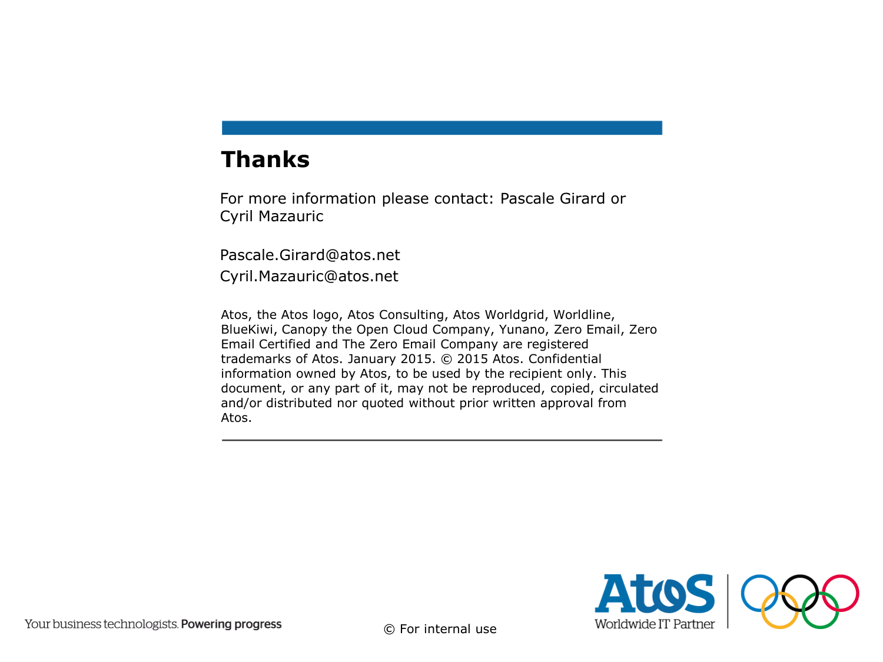## Thanks

For more information please contact: Pascale Girard or Cyril Mazauric

Pascale.Girard@atos.net

Cyril.Mazauric@atos.net

Atos, the Atos logo, Atos Consulting, Atos Worldgrid, Worldline, BlueKiwi, Canopy the Open Cloud Company, Yunano, Zero Email, Zero Email Certified and The Zero Email Company are registered trademarks of Atos. January 2015. © 2015 Atos. Confidential information owned by Atos, to be used by the recipient only. This document, or any part of it, may not be reproduced, copied, circulated and/or distributed nor quoted without prior written approval from Atos.